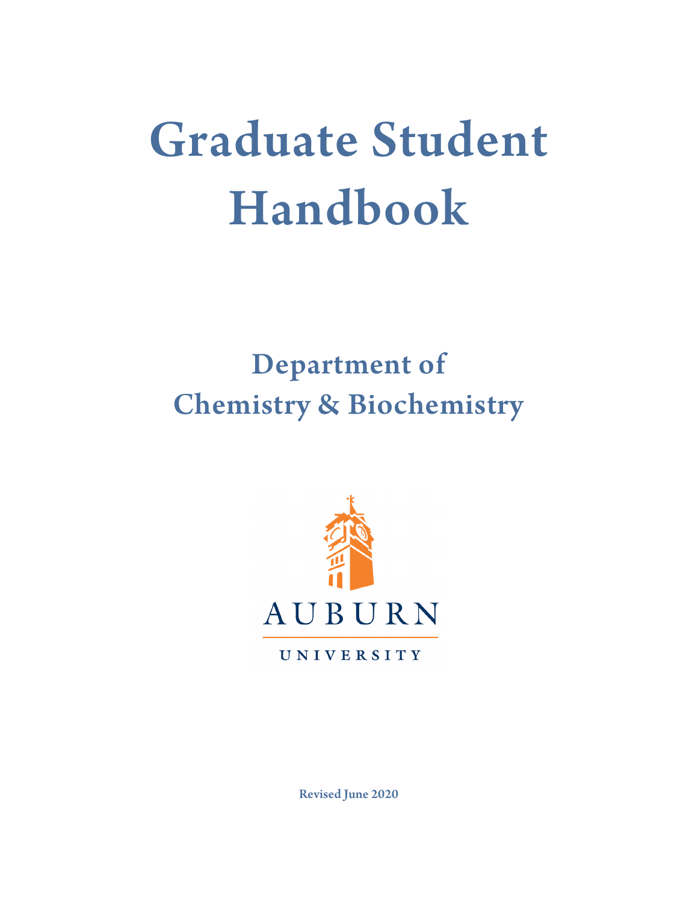# Graduate Student Handbook

## Department of Chemistry & Biochemistry

AUBURN

UNIVERSITY

**Revised June 2020**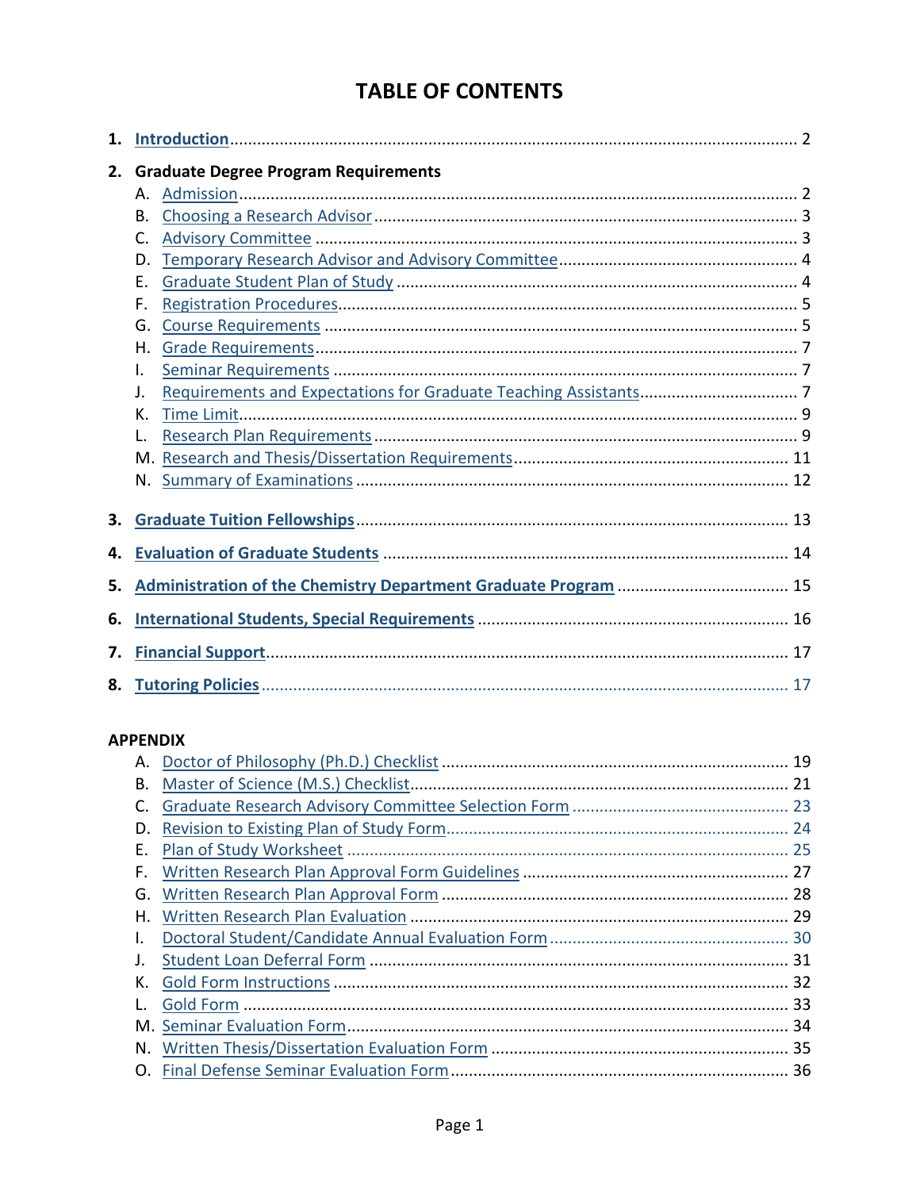# TABLE OF CONTENTS

1. **Introduction** .................................................. 2

2. **Graduate Degree Program Requirements**
   - A. Admission .................................................. 2
   - B. Choosing a Research Advisor .................................................. 3
   - C. Advisory Committee .................................................. 3
   - D. Temporary Research Advisor and Advisory Committee .................................................. 4
   - E. Graduate Student Plan of Study .................................................. 4
   - F. Registration Procedures .................................................. 5
   - G. Course Requirements .................................................. 5
   - H. Grade Requirements .................................................. 7
   - I. Seminar Requirements .................................................. 7
   - J. Requirements and Expectations for Graduate Teaching Assistants .................................................. 7
   - K. Time Limit .................................................. 9
   - L. Research Plan Requirements .................................................. 9
   - M. Research and Thesis/Dissertation Requirements .................................................. 11
   - N. Summary of Examinations .................................................. 12

3. **Graduate Tuition Fellowships** .................................................. 13

4. **Evaluation of Graduate Students** .................................................. 14

5. **Administration of the Chemistry Department Graduate Program** .................................................. 15

6. **International Students, Special Requirements** .................................................. 16

7. **Financial Support** .................................................. 17

8. **Tutoring Policies** .................................................. 17

**APPENDIX**

- A. Doctor of Philosophy (Ph.D.) Checklist .................................................. 19
- B. Master of Science (M.S.) Checklist .................................................. 21
- C. Graduate Research Advisory Committee Selection Form .................................................. 23
- D. Revision to Existing Plan of Study Form .................................................. 24
- E. Plan of Study Worksheet .................................................. 25
- F. Written Research Plan Approval Form Guidelines .................................................. 27
- G. Written Research Plan Approval Form .................................................. 28
- H. Written Research Plan Evaluation .................................................. 29
- I. Doctoral Student/Candidate Annual Evaluation Form .................................................. 30
- J. Student Loan Deferral Form .................................................. 31
- K. Gold Form Instructions .................................................. 32
- L. Gold Form .................................................. 33
- M. Seminar Evaluation Form .................................................. 34
- N. Written Thesis/Dissertation Evaluation Form .................................................. 35
- O. Final Defense Seminar Evaluation Form .................................................. 36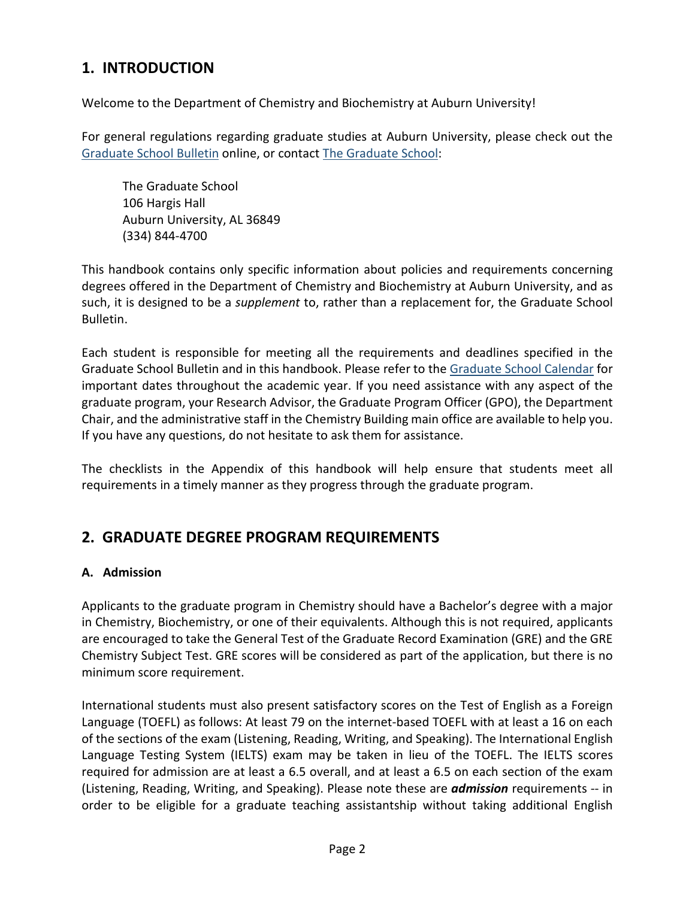## 1. INTRODUCTION

Welcome to the Department of Chemistry and Biochemistry at Auburn University!

For general regulations regarding graduate studies at Auburn University, please check out the Graduate School Bulletin online, or contact The Graduate School:

> The Graduate School
> 106 Hargis Hall
> Auburn University, AL 36849
> (334) 844-4700

This handbook contains only specific information about policies and requirements concerning degrees offered in the Department of Chemistry and Biochemistry at Auburn University, and as such, it is designed to be a *supplement* to, rather than a replacement for, the Graduate School Bulletin.

Each student is responsible for meeting all the requirements and deadlines specified in the Graduate School Bulletin and in this handbook. Please refer to the Graduate School Calendar for important dates throughout the academic year. If you need assistance with any aspect of the graduate program, your Research Advisor, the Graduate Program Officer (GPO), the Department Chair, and the administrative staff in the Chemistry Building main office are available to help you. If you have any questions, do not hesitate to ask them for assistance.

The checklists in the Appendix of this handbook will help ensure that students meet all requirements in a timely manner as they progress through the graduate program.

## 2. GRADUATE DEGREE PROGRAM REQUIREMENTS

### A. Admission

Applicants to the graduate program in Chemistry should have a Bachelor's degree with a major in Chemistry, Biochemistry, or one of their equivalents. Although this is not required, applicants are encouraged to take the General Test of the Graduate Record Examination (GRE) and the GRE Chemistry Subject Test. GRE scores will be considered as part of the application, but there is no minimum score requirement.

International students must also present satisfactory scores on the Test of English as a Foreign Language (TOEFL) as follows: At least 79 on the internet-based TOEFL with at least a 16 on each of the sections of the exam (Listening, Reading, Writing, and Speaking). The International English Language Testing System (IELTS) exam may be taken in lieu of the TOEFL. The IELTS scores required for admission are at least a 6.5 overall, and at least a 6.5 on each section of the exam (Listening, Reading, Writing, and Speaking). Please note these are ***admission*** requirements -- in order to be eligible for a graduate teaching assistantship without taking additional English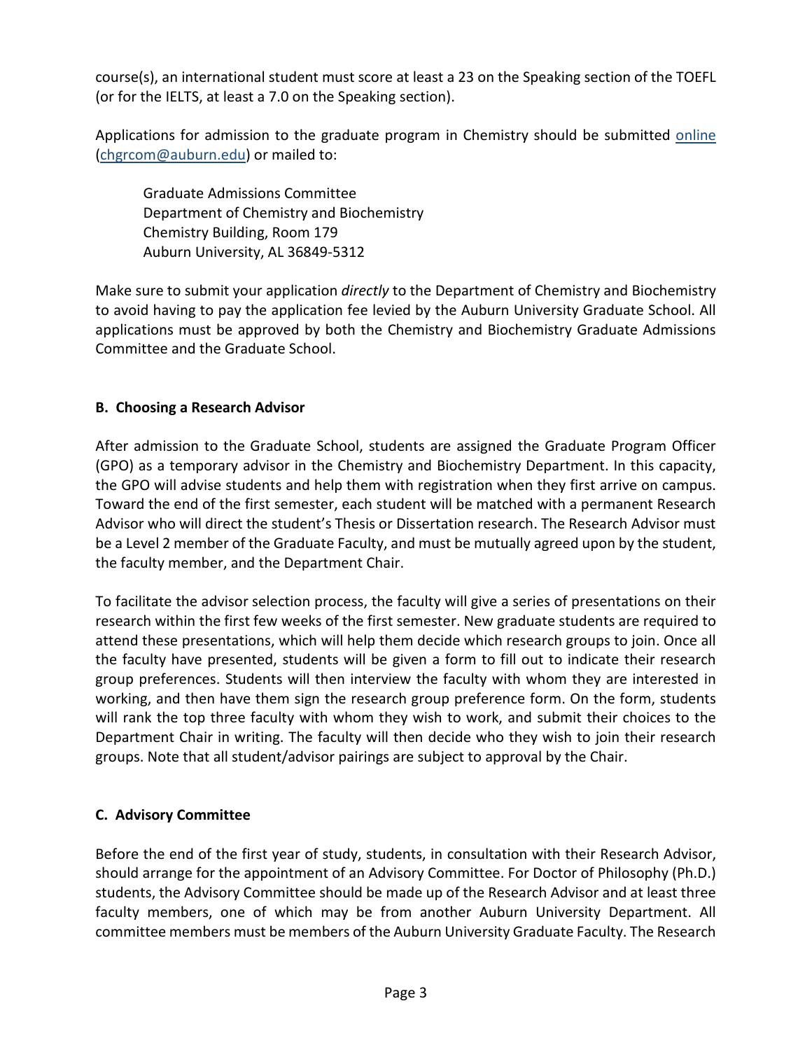course(s), an international student must score at least a 23 on the Speaking section of the TOEFL (or for the IELTS, at least a 7.0 on the Speaking section).

Applications for admission to the graduate program in Chemistry should be submitted [online](chgrcom@auburn.edu) ([chgrcom@auburn.edu](mailto:chgrcom@auburn.edu)) or mailed to:

> Graduate Admissions Committee
> Department of Chemistry and Biochemistry
> Chemistry Building, Room 179
> Auburn University, AL 36849-5312

Make sure to submit your application *directly* to the Department of Chemistry and Biochemistry to avoid having to pay the application fee levied by the Auburn University Graduate School. All applications must be approved by both the Chemistry and Biochemistry Graduate Admissions Committee and the Graduate School.

### B. Choosing a Research Advisor

After admission to the Graduate School, students are assigned the Graduate Program Officer (GPO) as a temporary advisor in the Chemistry and Biochemistry Department. In this capacity, the GPO will advise students and help them with registration when they first arrive on campus. Toward the end of the first semester, each student will be matched with a permanent Research Advisor who will direct the student's Thesis or Dissertation research. The Research Advisor must be a Level 2 member of the Graduate Faculty, and must be mutually agreed upon by the student, the faculty member, and the Department Chair.

To facilitate the advisor selection process, the faculty will give a series of presentations on their research within the first few weeks of the first semester. New graduate students are required to attend these presentations, which will help them decide which research groups to join. Once all the faculty have presented, students will be given a form to fill out to indicate their research group preferences. Students will then interview the faculty with whom they are interested in working, and then have them sign the research group preference form. On the form, students will rank the top three faculty with whom they wish to work, and submit their choices to the Department Chair in writing. The faculty will then decide who they wish to join their research groups. Note that all student/advisor pairings are subject to approval by the Chair.

### C. Advisory Committee

Before the end of the first year of study, students, in consultation with their Research Advisor, should arrange for the appointment of an Advisory Committee. For Doctor of Philosophy (Ph.D.) students, the Advisory Committee should be made up of the Research Advisor and at least three faculty members, one of which may be from another Auburn University Department. All committee members must be members of the Auburn University Graduate Faculty. The Research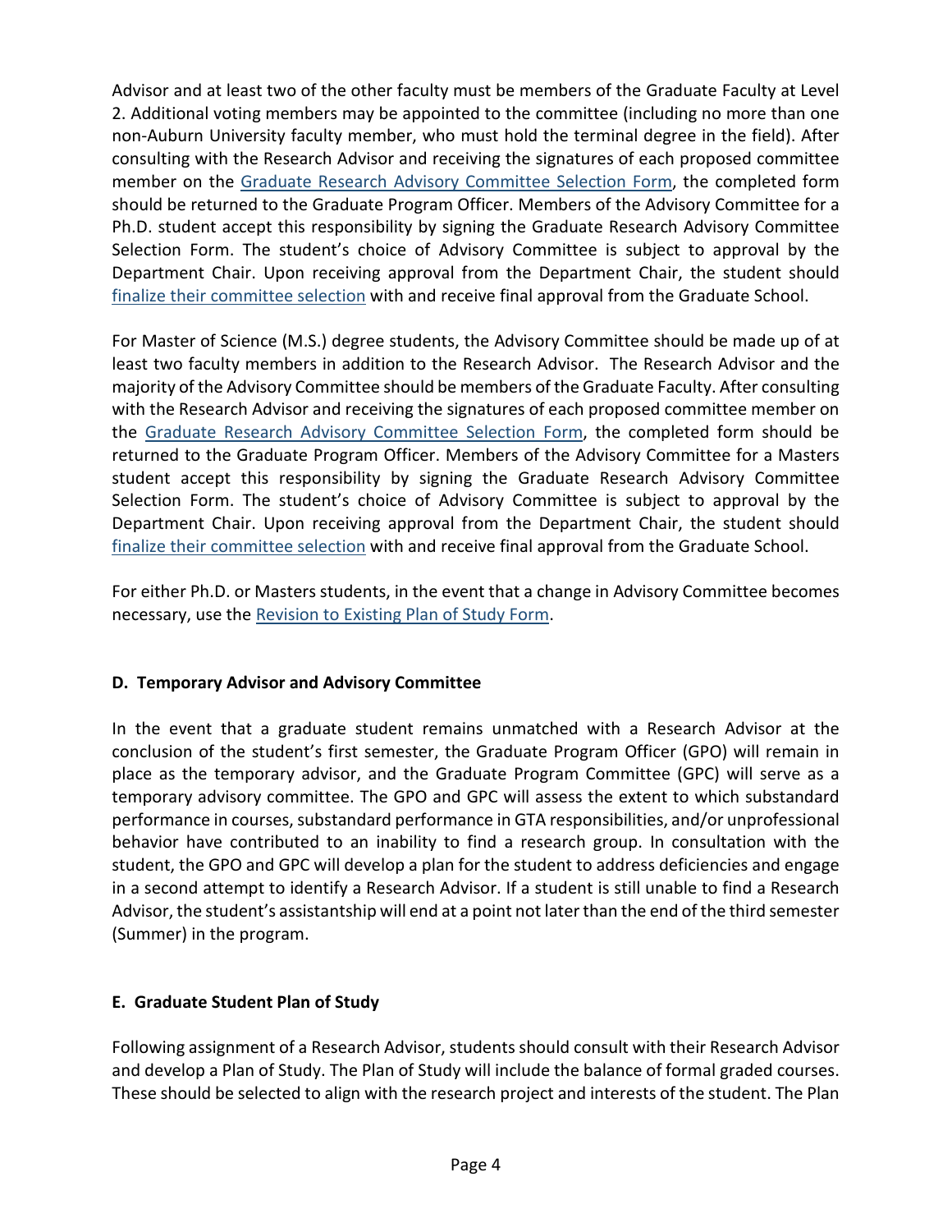Advisor and at least two of the other faculty must be members of the Graduate Faculty at Level 2. Additional voting members may be appointed to the committee (including no more than one non-Auburn University faculty member, who must hold the terminal degree in the field). After consulting with the Research Advisor and receiving the signatures of each proposed committee member on the Graduate Research Advisory Committee Selection Form, the completed form should be returned to the Graduate Program Officer. Members of the Advisory Committee for a Ph.D. student accept this responsibility by signing the Graduate Research Advisory Committee Selection Form. The student's choice of Advisory Committee is subject to approval by the Department Chair. Upon receiving approval from the Department Chair, the student should finalize their committee selection with and receive final approval from the Graduate School.

For Master of Science (M.S.) degree students, the Advisory Committee should be made up of at least two faculty members in addition to the Research Advisor. The Research Advisor and the majority of the Advisory Committee should be members of the Graduate Faculty. After consulting with the Research Advisor and receiving the signatures of each proposed committee member on the Graduate Research Advisory Committee Selection Form, the completed form should be returned to the Graduate Program Officer. Members of the Advisory Committee for a Masters student accept this responsibility by signing the Graduate Research Advisory Committee Selection Form. The student's choice of Advisory Committee is subject to approval by the Department Chair. Upon receiving approval from the Department Chair, the student should finalize their committee selection with and receive final approval from the Graduate School.

For either Ph.D. or Masters students, in the event that a change in Advisory Committee becomes necessary, use the Revision to Existing Plan of Study Form.

### D. Temporary Advisor and Advisory Committee

In the event that a graduate student remains unmatched with a Research Advisor at the conclusion of the student's first semester, the Graduate Program Officer (GPO) will remain in place as the temporary advisor, and the Graduate Program Committee (GPC) will serve as a temporary advisory committee. The GPO and GPC will assess the extent to which substandard performance in courses, substandard performance in GTA responsibilities, and/or unprofessional behavior have contributed to an inability to find a research group. In consultation with the student, the GPO and GPC will develop a plan for the student to address deficiencies and engage in a second attempt to identify a Research Advisor. If a student is still unable to find a Research Advisor, the student's assistantship will end at a point not later than the end of the third semester (Summer) in the program.

### E. Graduate Student Plan of Study

Following assignment of a Research Advisor, students should consult with their Research Advisor and develop a Plan of Study. The Plan of Study will include the balance of formal graded courses. These should be selected to align with the research project and interests of the student. The Plan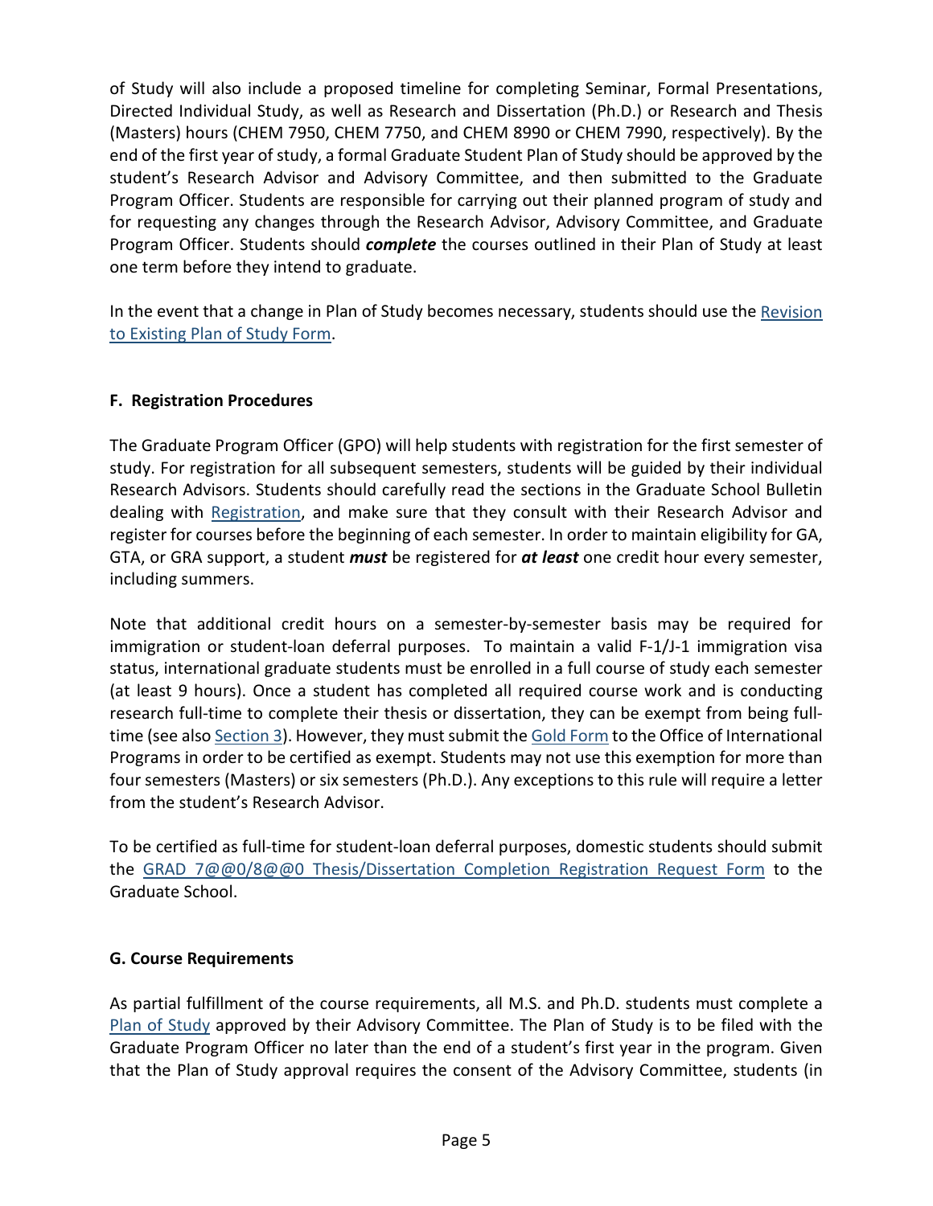of Study will also include a proposed timeline for completing Seminar, Formal Presentations, Directed Individual Study, as well as Research and Dissertation (Ph.D.) or Research and Thesis (Masters) hours (CHEM 7950, CHEM 7750, and CHEM 8990 or CHEM 7990, respectively). By the end of the first year of study, a formal Graduate Student Plan of Study should be approved by the student's Research Advisor and Advisory Committee, and then submitted to the Graduate Program Officer. Students are responsible for carrying out their planned program of study and for requesting any changes through the Research Advisor, Advisory Committee, and Graduate Program Officer. Students should ***complete*** the courses outlined in their Plan of Study at least one term before they intend to graduate.

In the event that a change in Plan of Study becomes necessary, students should use the [Revision to Existing Plan of Study Form](#).

### F. Registration Procedures

The Graduate Program Officer (GPO) will help students with registration for the first semester of study. For registration for all subsequent semesters, students will be guided by their individual Research Advisors. Students should carefully read the sections in the Graduate School Bulletin dealing with [Registration](#), and make sure that they consult with their Research Advisor and register for courses before the beginning of each semester. In order to maintain eligibility for GA, GTA, or GRA support, a student ***must*** be registered for ***at least*** one credit hour every semester, including summers.

Note that additional credit hours on a semester-by-semester basis may be required for immigration or student-loan deferral purposes. To maintain a valid F-1/J-1 immigration visa status, international graduate students must be enrolled in a full course of study each semester (at least 9 hours). Once a student has completed all required course work and is conducting research full-time to complete their thesis or dissertation, they can be exempt from being full-time (see also [Section 3](#)). However, they must submit the [Gold Form](#) to the Office of International Programs in order to be certified as exempt. Students may not use this exemption for more than four semesters (Masters) or six semesters (Ph.D.). Any exceptions to this rule will require a letter from the student's Research Advisor.

To be certified as full-time for student-loan deferral purposes, domestic students should submit the [GRAD 7@@0/8@@0 Thesis/Dissertation Completion Registration Request Form](#) to the Graduate School.

### G. Course Requirements

As partial fulfillment of the course requirements, all M.S. and Ph.D. students must complete a [Plan of Study](#) approved by their Advisory Committee. The Plan of Study is to be filed with the Graduate Program Officer no later than the end of a student's first year in the program. Given that the Plan of Study approval requires the consent of the Advisory Committee, students (in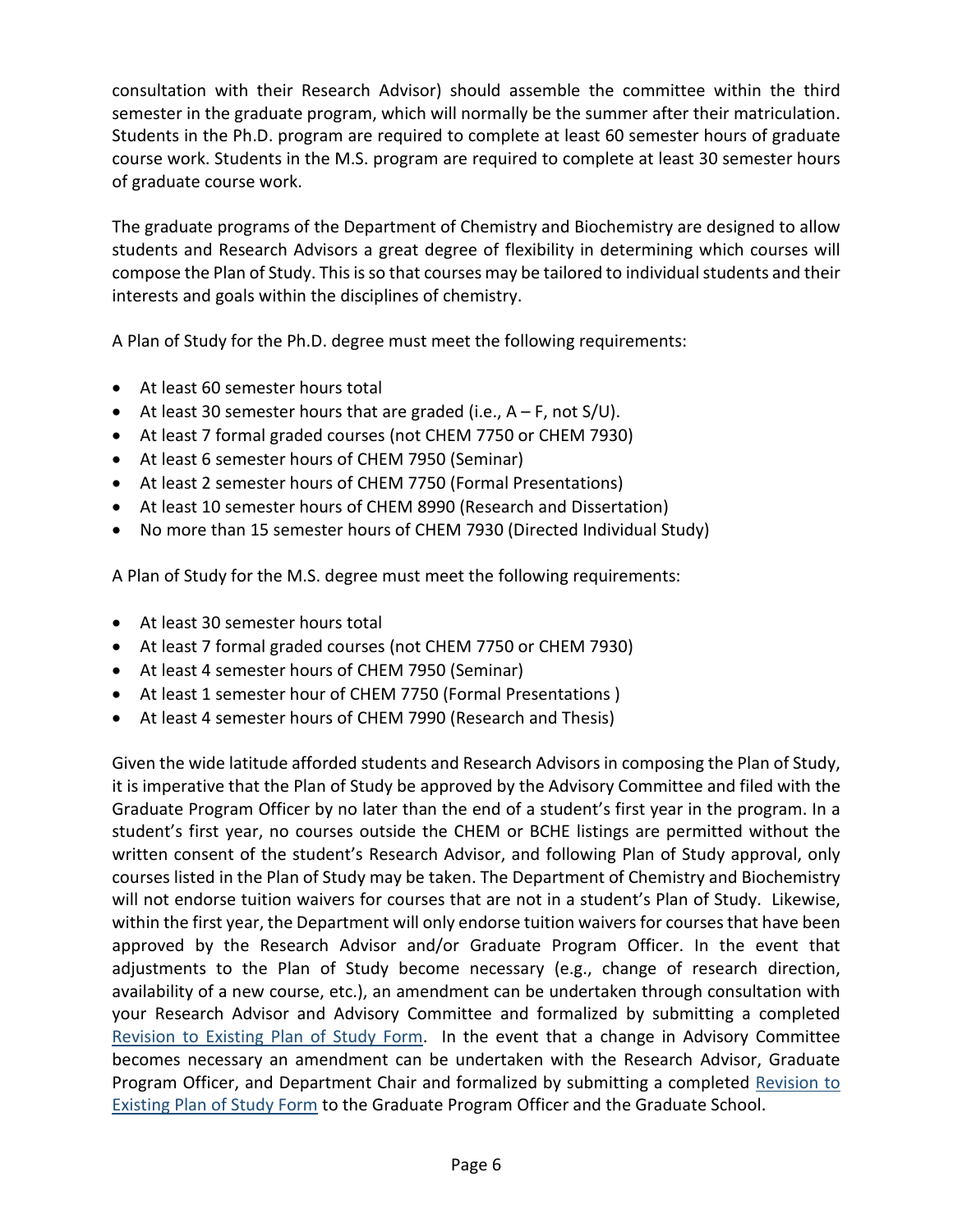consultation with their Research Advisor) should assemble the committee within the third semester in the graduate program, which will normally be the summer after their matriculation. Students in the Ph.D. program are required to complete at least 60 semester hours of graduate course work. Students in the M.S. program are required to complete at least 30 semester hours of graduate course work.

The graduate programs of the Department of Chemistry and Biochemistry are designed to allow students and Research Advisors a great degree of flexibility in determining which courses will compose the Plan of Study. This is so that courses may be tailored to individual students and their interests and goals within the disciplines of chemistry.

A Plan of Study for the Ph.D. degree must meet the following requirements:

- At least 60 semester hours total
- At least 30 semester hours that are graded (i.e., A – F, not S/U).
- At least 7 formal graded courses (not CHEM 7750 or CHEM 7930)
- At least 6 semester hours of CHEM 7950 (Seminar)
- At least 2 semester hours of CHEM 7750 (Formal Presentations)
- At least 10 semester hours of CHEM 8990 (Research and Dissertation)
- No more than 15 semester hours of CHEM 7930 (Directed Individual Study)

A Plan of Study for the M.S. degree must meet the following requirements:

- At least 30 semester hours total
- At least 7 formal graded courses (not CHEM 7750 or CHEM 7930)
- At least 4 semester hours of CHEM 7950 (Seminar)
- At least 1 semester hour of CHEM 7750 (Formal Presentations )
- At least 4 semester hours of CHEM 7990 (Research and Thesis)

Given the wide latitude afforded students and Research Advisors in composing the Plan of Study, it is imperative that the Plan of Study be approved by the Advisory Committee and filed with the Graduate Program Officer by no later than the end of a student's first year in the program. In a student's first year, no courses outside the CHEM or BCHE listings are permitted without the written consent of the student's Research Advisor, and following Plan of Study approval, only courses listed in the Plan of Study may be taken. The Department of Chemistry and Biochemistry will not endorse tuition waivers for courses that are not in a student's Plan of Study. Likewise, within the first year, the Department will only endorse tuition waivers for courses that have been approved by the Research Advisor and/or Graduate Program Officer. In the event that adjustments to the Plan of Study become necessary (e.g., change of research direction, availability of a new course, etc.), an amendment can be undertaken through consultation with your Research Advisor and Advisory Committee and formalized by submitting a completed Revision to Existing Plan of Study Form. In the event that a change in Advisory Committee becomes necessary an amendment can be undertaken with the Research Advisor, Graduate Program Officer, and Department Chair and formalized by submitting a completed Revision to Existing Plan of Study Form to the Graduate Program Officer and the Graduate School.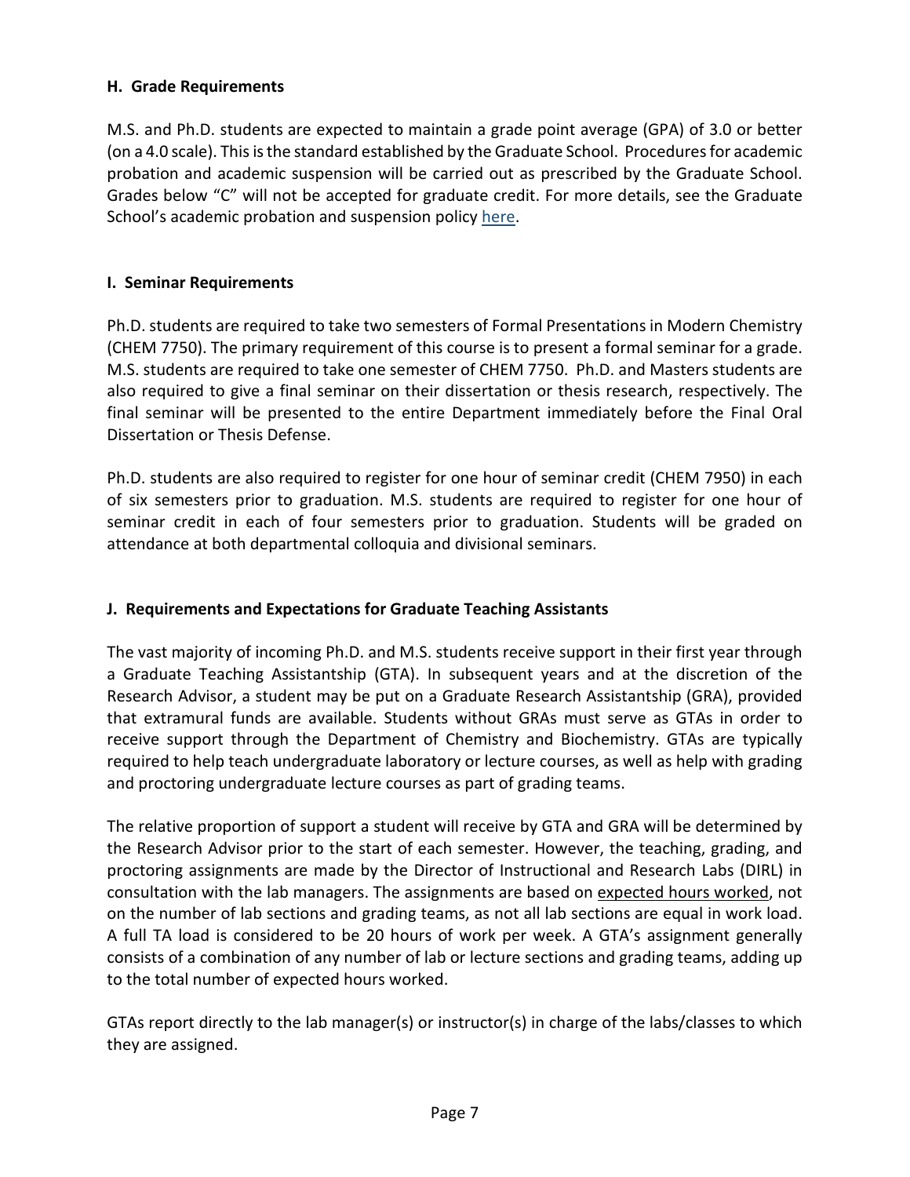### H. Grade Requirements

M.S. and Ph.D. students are expected to maintain a grade point average (GPA) of 3.0 or better (on a 4.0 scale). This is the standard established by the Graduate School. Procedures for academic probation and academic suspension will be carried out as prescribed by the Graduate School. Grades below "C" will not be accepted for graduate credit. For more details, see the Graduate School's academic probation and suspension policy here.

### I. Seminar Requirements

Ph.D. students are required to take two semesters of Formal Presentations in Modern Chemistry (CHEM 7750). The primary requirement of this course is to present a formal seminar for a grade. M.S. students are required to take one semester of CHEM 7750. Ph.D. and Masters students are also required to give a final seminar on their dissertation or thesis research, respectively. The final seminar will be presented to the entire Department immediately before the Final Oral Dissertation or Thesis Defense.

Ph.D. students are also required to register for one hour of seminar credit (CHEM 7950) in each of six semesters prior to graduation. M.S. students are required to register for one hour of seminar credit in each of four semesters prior to graduation. Students will be graded on attendance at both departmental colloquia and divisional seminars.

### J. Requirements and Expectations for Graduate Teaching Assistants

The vast majority of incoming Ph.D. and M.S. students receive support in their first year through a Graduate Teaching Assistantship (GTA). In subsequent years and at the discretion of the Research Advisor, a student may be put on a Graduate Research Assistantship (GRA), provided that extramural funds are available. Students without GRAs must serve as GTAs in order to receive support through the Department of Chemistry and Biochemistry. GTAs are typically required to help teach undergraduate laboratory or lecture courses, as well as help with grading and proctoring undergraduate lecture courses as part of grading teams.

The relative proportion of support a student will receive by GTA and GRA will be determined by the Research Advisor prior to the start of each semester. However, the teaching, grading, and proctoring assignments are made by the Director of Instructional and Research Labs (DIRL) in consultation with the lab managers. The assignments are based on expected hours worked, not on the number of lab sections and grading teams, as not all lab sections are equal in work load. A full TA load is considered to be 20 hours of work per week. A GTA's assignment generally consists of a combination of any number of lab or lecture sections and grading teams, adding up to the total number of expected hours worked.

GTAs report directly to the lab manager(s) or instructor(s) in charge of the labs/classes to which they are assigned.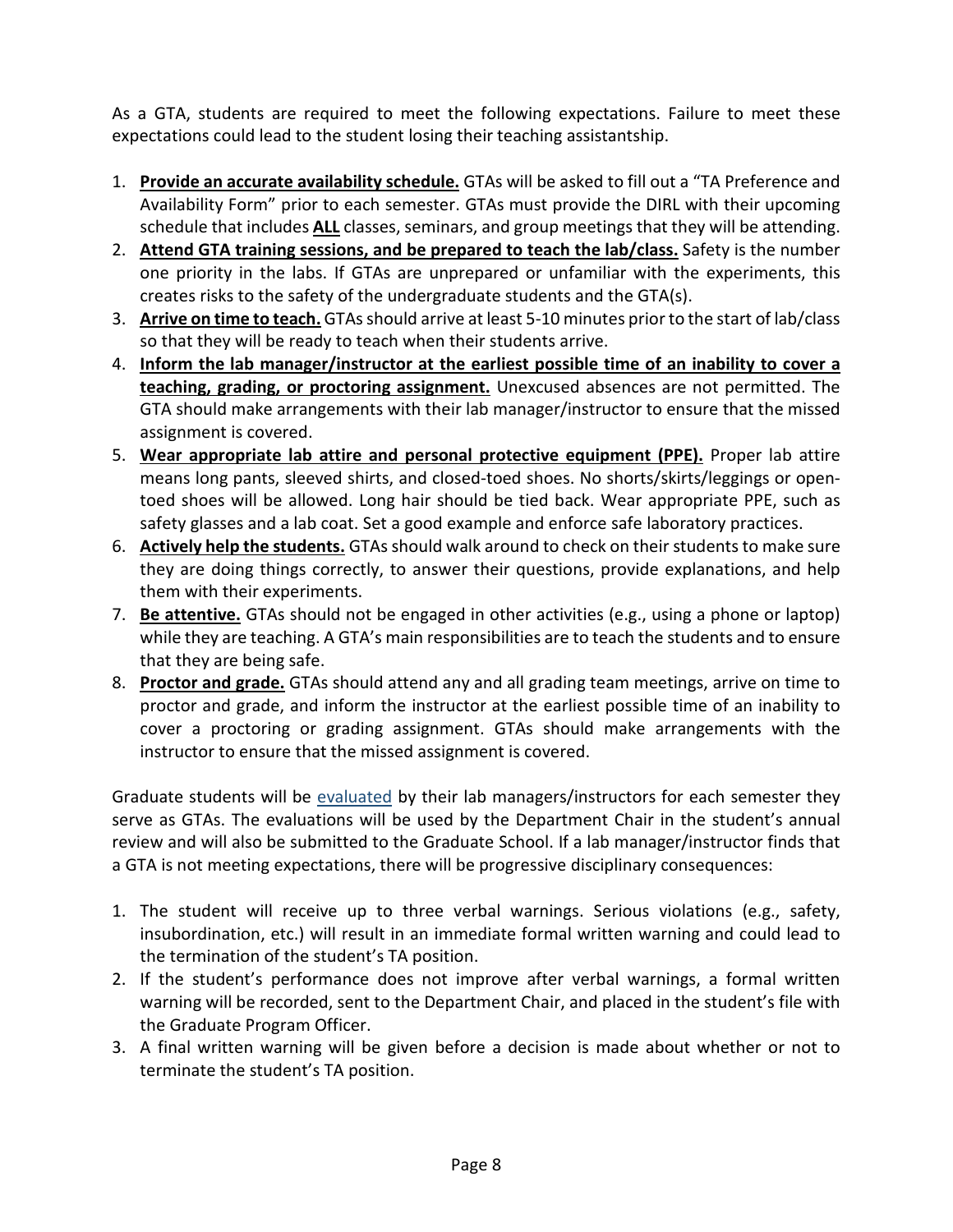As a GTA, students are required to meet the following expectations. Failure to meet these expectations could lead to the student losing their teaching assistantship.

1. **Provide an accurate availability schedule.** GTAs will be asked to fill out a "TA Preference and Availability Form" prior to each semester. GTAs must provide the DIRL with their upcoming schedule that includes **ALL** classes, seminars, and group meetings that they will be attending.
2. **Attend GTA training sessions, and be prepared to teach the lab/class.** Safety is the number one priority in the labs. If GTAs are unprepared or unfamiliar with the experiments, this creates risks to the safety of the undergraduate students and the GTA(s).
3. **Arrive on time to teach.** GTAs should arrive at least 5-10 minutes prior to the start of lab/class so that they will be ready to teach when their students arrive.
4. **Inform the lab manager/instructor at the earliest possible time of an inability to cover a teaching, grading, or proctoring assignment.** Unexcused absences are not permitted. The GTA should make arrangements with their lab manager/instructor to ensure that the missed assignment is covered.
5. **Wear appropriate lab attire and personal protective equipment (PPE).** Proper lab attire means long pants, sleeved shirts, and closed-toed shoes. No shorts/skirts/leggings or open-toed shoes will be allowed. Long hair should be tied back. Wear appropriate PPE, such as safety glasses and a lab coat. Set a good example and enforce safe laboratory practices.
6. **Actively help the students.** GTAs should walk around to check on their students to make sure they are doing things correctly, to answer their questions, provide explanations, and help them with their experiments.
7. **Be attentive.** GTAs should not be engaged in other activities (e.g., using a phone or laptop) while they are teaching. A GTA's main responsibilities are to teach the students and to ensure that they are being safe.
8. **Proctor and grade.** GTAs should attend any and all grading team meetings, arrive on time to proctor and grade, and inform the instructor at the earliest possible time of an inability to cover a proctoring or grading assignment. GTAs should make arrangements with the instructor to ensure that the missed assignment is covered.

Graduate students will be evaluated by their lab managers/instructors for each semester they serve as GTAs. The evaluations will be used by the Department Chair in the student's annual review and will also be submitted to the Graduate School. If a lab manager/instructor finds that a GTA is not meeting expectations, there will be progressive disciplinary consequences:

1. The student will receive up to three verbal warnings. Serious violations (e.g., safety, insubordination, etc.) will result in an immediate formal written warning and could lead to the termination of the student's TA position.
2. If the student's performance does not improve after verbal warnings, a formal written warning will be recorded, sent to the Department Chair, and placed in the student's file with the Graduate Program Officer.
3. A final written warning will be given before a decision is made about whether or not to terminate the student's TA position.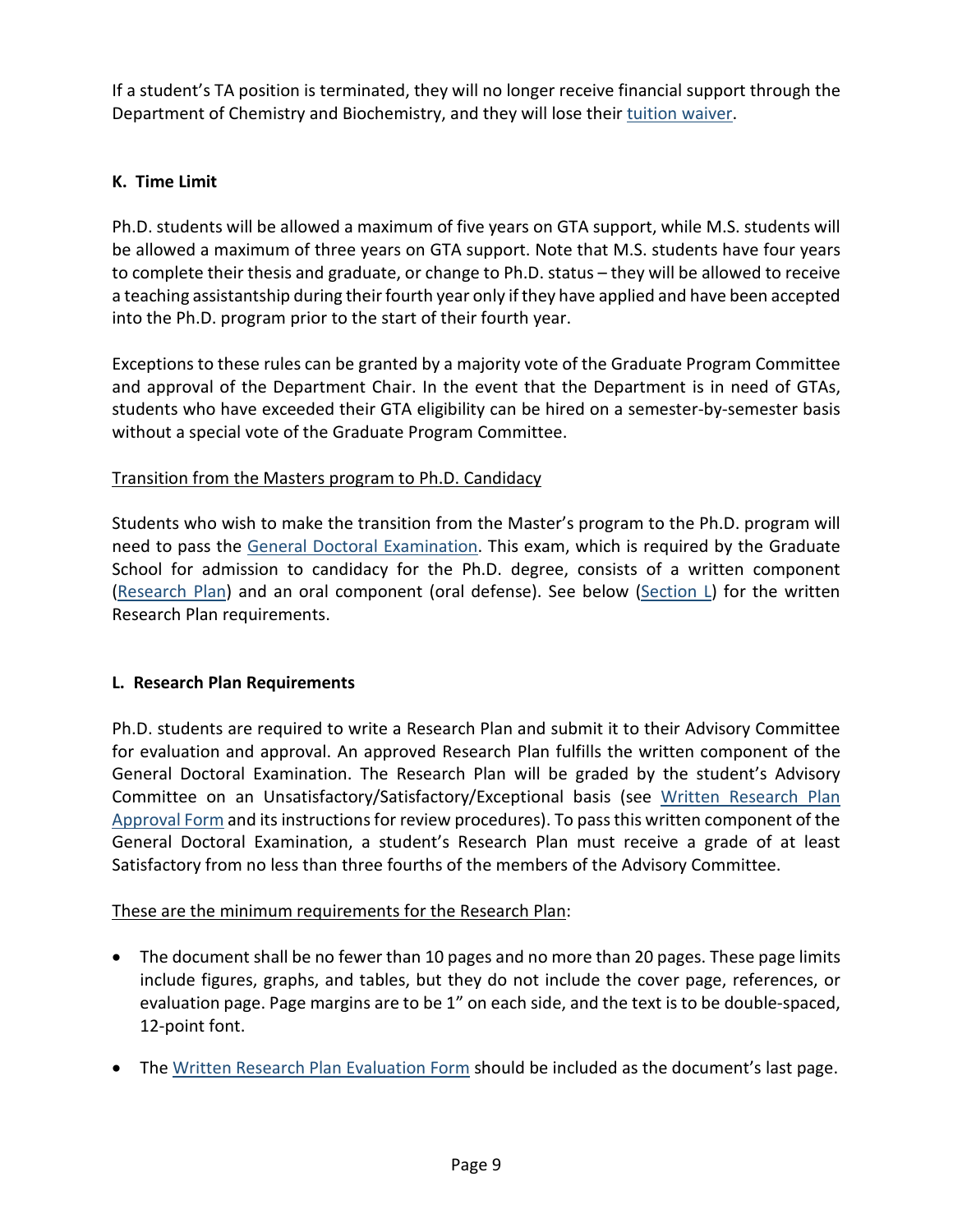If a student's TA position is terminated, they will no longer receive financial support through the Department of Chemistry and Biochemistry, and they will lose their tuition waiver.

**K. Time Limit**

Ph.D. students will be allowed a maximum of five years on GTA support, while M.S. students will be allowed a maximum of three years on GTA support. Note that M.S. students have four years to complete their thesis and graduate, or change to Ph.D. status – they will be allowed to receive a teaching assistantship during their fourth year only if they have applied and have been accepted into the Ph.D. program prior to the start of their fourth year.

Exceptions to these rules can be granted by a majority vote of the Graduate Program Committee and approval of the Department Chair. In the event that the Department is in need of GTAs, students who have exceeded their GTA eligibility can be hired on a semester-by-semester basis without a special vote of the Graduate Program Committee.

Transition from the Masters program to Ph.D. Candidacy

Students who wish to make the transition from the Master's program to the Ph.D. program will need to pass the General Doctoral Examination. This exam, which is required by the Graduate School for admission to candidacy for the Ph.D. degree, consists of a written component (Research Plan) and an oral component (oral defense). See below (Section L) for the written Research Plan requirements.

**L. Research Plan Requirements**

Ph.D. students are required to write a Research Plan and submit it to their Advisory Committee for evaluation and approval. An approved Research Plan fulfills the written component of the General Doctoral Examination. The Research Plan will be graded by the student's Advisory Committee on an Unsatisfactory/Satisfactory/Exceptional basis (see Written Research Plan Approval Form and its instructions for review procedures). To pass this written component of the General Doctoral Examination, a student's Research Plan must receive a grade of at least Satisfactory from no less than three fourths of the members of the Advisory Committee.

These are the minimum requirements for the Research Plan:

- The document shall be no fewer than 10 pages and no more than 20 pages. These page limits include figures, graphs, and tables, but they do not include the cover page, references, or evaluation page. Page margins are to be 1" on each side, and the text is to be double-spaced, 12-point font.
- The Written Research Plan Evaluation Form should be included as the document's last page.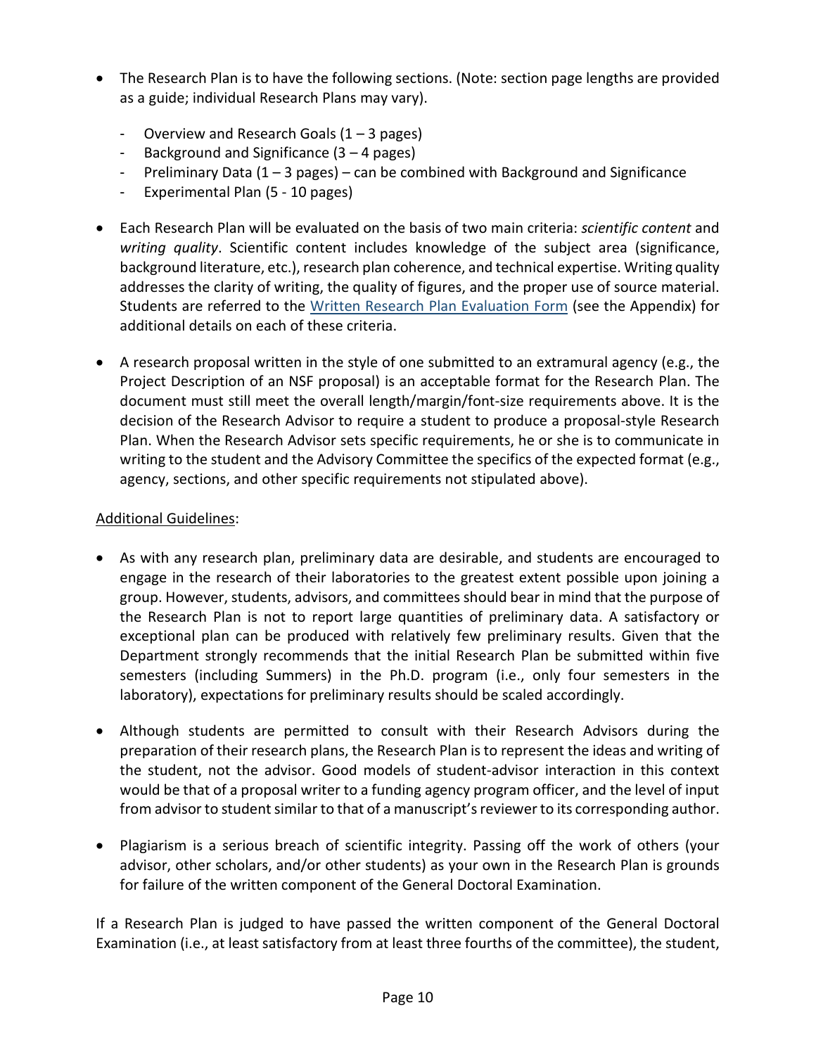- The Research Plan is to have the following sections. (Note: section page lengths are provided as a guide; individual Research Plans may vary).
  - Overview and Research Goals (1 – 3 pages)
  - Background and Significance (3 – 4 pages)
  - Preliminary Data (1 – 3 pages) – can be combined with Background and Significance
  - Experimental Plan (5 - 10 pages)
- Each Research Plan will be evaluated on the basis of two main criteria: *scientific content* and *writing quality*. Scientific content includes knowledge of the subject area (significance, background literature, etc.), research plan coherence, and technical expertise. Writing quality addresses the clarity of writing, the quality of figures, and the proper use of source material. Students are referred to the Written Research Plan Evaluation Form (see the Appendix) for additional details on each of these criteria.
- A research proposal written in the style of one submitted to an extramural agency (e.g., the Project Description of an NSF proposal) is an acceptable format for the Research Plan. The document must still meet the overall length/margin/font-size requirements above. It is the decision of the Research Advisor to require a student to produce a proposal-style Research Plan. When the Research Advisor sets specific requirements, he or she is to communicate in writing to the student and the Advisory Committee the specifics of the expected format (e.g., agency, sections, and other specific requirements not stipulated above).

Additional Guidelines:

- As with any research plan, preliminary data are desirable, and students are encouraged to engage in the research of their laboratories to the greatest extent possible upon joining a group. However, students, advisors, and committees should bear in mind that the purpose of the Research Plan is not to report large quantities of preliminary data. A satisfactory or exceptional plan can be produced with relatively few preliminary results. Given that the Department strongly recommends that the initial Research Plan be submitted within five semesters (including Summers) in the Ph.D. program (i.e., only four semesters in the laboratory), expectations for preliminary results should be scaled accordingly.
- Although students are permitted to consult with their Research Advisors during the preparation of their research plans, the Research Plan is to represent the ideas and writing of the student, not the advisor. Good models of student-advisor interaction in this context would be that of a proposal writer to a funding agency program officer, and the level of input from advisor to student similar to that of a manuscript's reviewer to its corresponding author.
- Plagiarism is a serious breach of scientific integrity. Passing off the work of others (your advisor, other scholars, and/or other students) as your own in the Research Plan is grounds for failure of the written component of the General Doctoral Examination.

If a Research Plan is judged to have passed the written component of the General Doctoral Examination (i.e., at least satisfactory from at least three fourths of the committee), the student,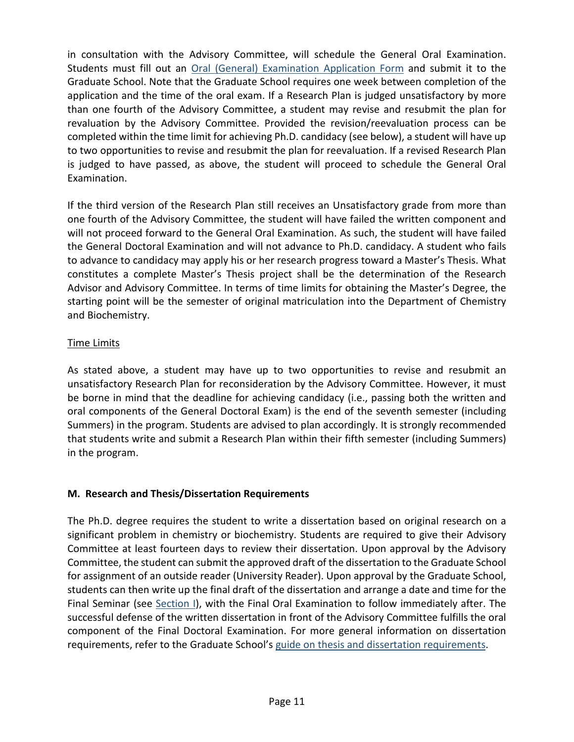in consultation with the Advisory Committee, will schedule the General Oral Examination. Students must fill out an [Oral (General) Examination Application Form]() and submit it to the Graduate School. Note that the Graduate School requires one week between completion of the application and the time of the oral exam. If a Research Plan is judged unsatisfactory by more than one fourth of the Advisory Committee, a student may revise and resubmit the plan for revaluation by the Advisory Committee. Provided the revision/reevaluation process can be completed within the time limit for achieving Ph.D. candidacy (see below), a student will have up to two opportunities to revise and resubmit the plan for reevaluation. If a revised Research Plan is judged to have passed, as above, the student will proceed to schedule the General Oral Examination.

If the third version of the Research Plan still receives an Unsatisfactory grade from more than one fourth of the Advisory Committee, the student will have failed the written component and will not proceed forward to the General Oral Examination. As such, the student will have failed the General Doctoral Examination and will not advance to Ph.D. candidacy. A student who fails to advance to candidacy may apply his or her research progress toward a Master's Thesis. What constitutes a complete Master's Thesis project shall be the determination of the Research Advisor and Advisory Committee. In terms of time limits for obtaining the Master's Degree, the starting point will be the semester of original matriculation into the Department of Chemistry and Biochemistry.

Time Limits

As stated above, a student may have up to two opportunities to revise and resubmit an unsatisfactory Research Plan for reconsideration by the Advisory Committee. However, it must be borne in mind that the deadline for achieving candidacy (i.e., passing both the written and oral components of the General Doctoral Exam) is the end of the seventh semester (including Summers) in the program. Students are advised to plan accordingly. It is strongly recommended that students write and submit a Research Plan within their fifth semester (including Summers) in the program.

### M. Research and Thesis/Dissertation Requirements

The Ph.D. degree requires the student to write a dissertation based on original research on a significant problem in chemistry or biochemistry. Students are required to give their Advisory Committee at least fourteen days to review their dissertation. Upon approval by the Advisory Committee, the student can submit the approved draft of the dissertation to the Graduate School for assignment of an outside reader (University Reader). Upon approval by the Graduate School, students can then write up the final draft of the dissertation and arrange a date and time for the Final Seminar (see [Section I]()), with the Final Oral Examination to follow immediately after. The successful defense of the written dissertation in front of the Advisory Committee fulfills the oral component of the Final Doctoral Examination. For more general information on dissertation requirements, refer to the Graduate School's [guide on thesis and dissertation requirements]().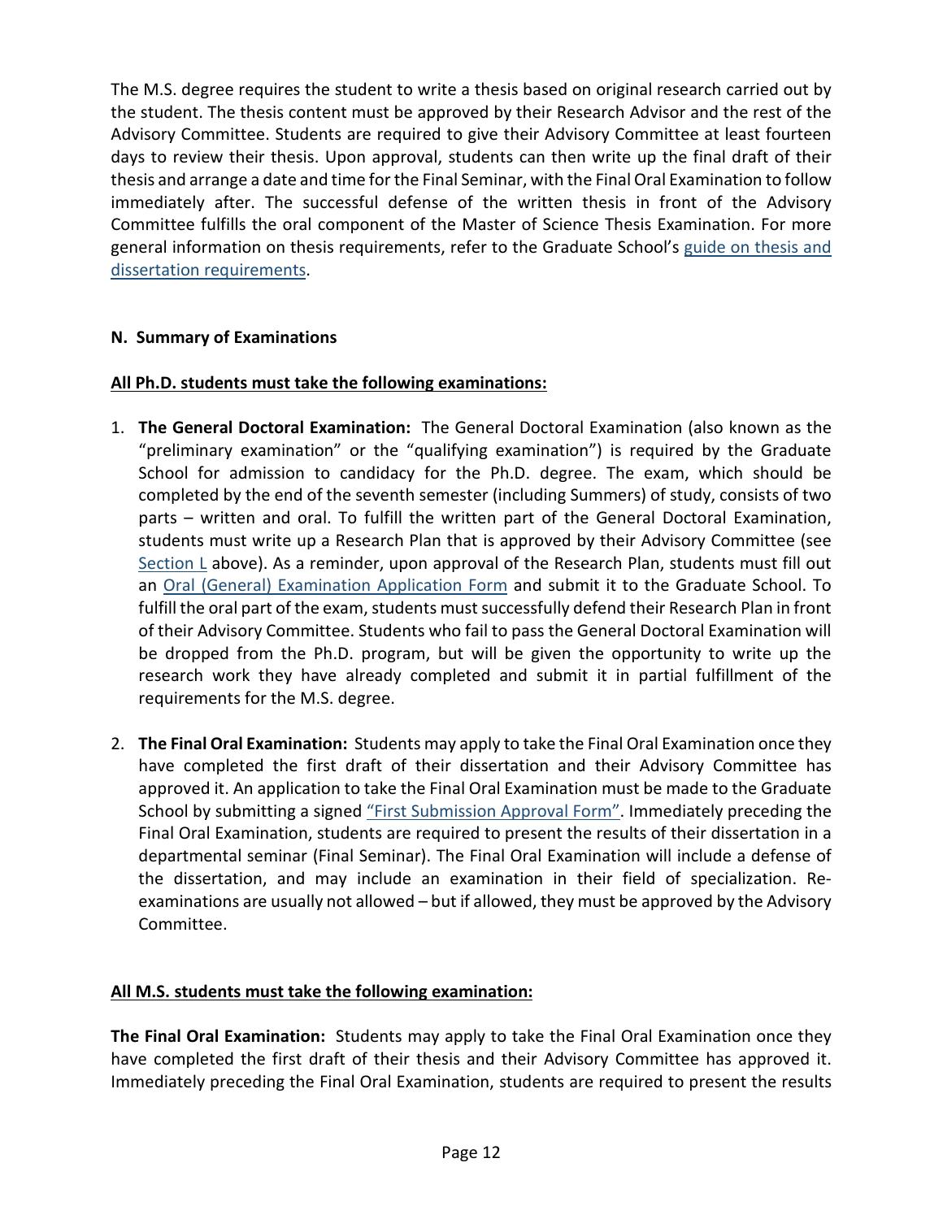The M.S. degree requires the student to write a thesis based on original research carried out by the student. The thesis content must be approved by their Research Advisor and the rest of the Advisory Committee. Students are required to give their Advisory Committee at least fourteen days to review their thesis. Upon approval, students can then write up the final draft of their thesis and arrange a date and time for the Final Seminar, with the Final Oral Examination to follow immediately after. The successful defense of the written thesis in front of the Advisory Committee fulfills the oral component of the Master of Science Thesis Examination. For more general information on thesis requirements, refer to the Graduate School's guide on thesis and dissertation requirements.

### N. Summary of Examinations

**All Ph.D. students must take the following examinations:**

1. **The General Doctoral Examination:** The General Doctoral Examination (also known as the "preliminary examination" or the "qualifying examination") is required by the Graduate School for admission to candidacy for the Ph.D. degree. The exam, which should be completed by the end of the seventh semester (including Summers) of study, consists of two parts – written and oral. To fulfill the written part of the General Doctoral Examination, students must write up a Research Plan that is approved by their Advisory Committee (see Section L above). As a reminder, upon approval of the Research Plan, students must fill out an Oral (General) Examination Application Form and submit it to the Graduate School. To fulfill the oral part of the exam, students must successfully defend their Research Plan in front of their Advisory Committee. Students who fail to pass the General Doctoral Examination will be dropped from the Ph.D. program, but will be given the opportunity to write up the research work they have already completed and submit it in partial fulfillment of the requirements for the M.S. degree.

2. **The Final Oral Examination:** Students may apply to take the Final Oral Examination once they have completed the first draft of their dissertation and their Advisory Committee has approved it. An application to take the Final Oral Examination must be made to the Graduate School by submitting a signed "First Submission Approval Form". Immediately preceding the Final Oral Examination, students are required to present the results of their dissertation in a departmental seminar (Final Seminar). The Final Oral Examination will include a defense of the dissertation, and may include an examination in their field of specialization. Re-examinations are usually not allowed – but if allowed, they must be approved by the Advisory Committee.

**All M.S. students must take the following examination:**

**The Final Oral Examination:** Students may apply to take the Final Oral Examination once they have completed the first draft of their thesis and their Advisory Committee has approved it. Immediately preceding the Final Oral Examination, students are required to present the results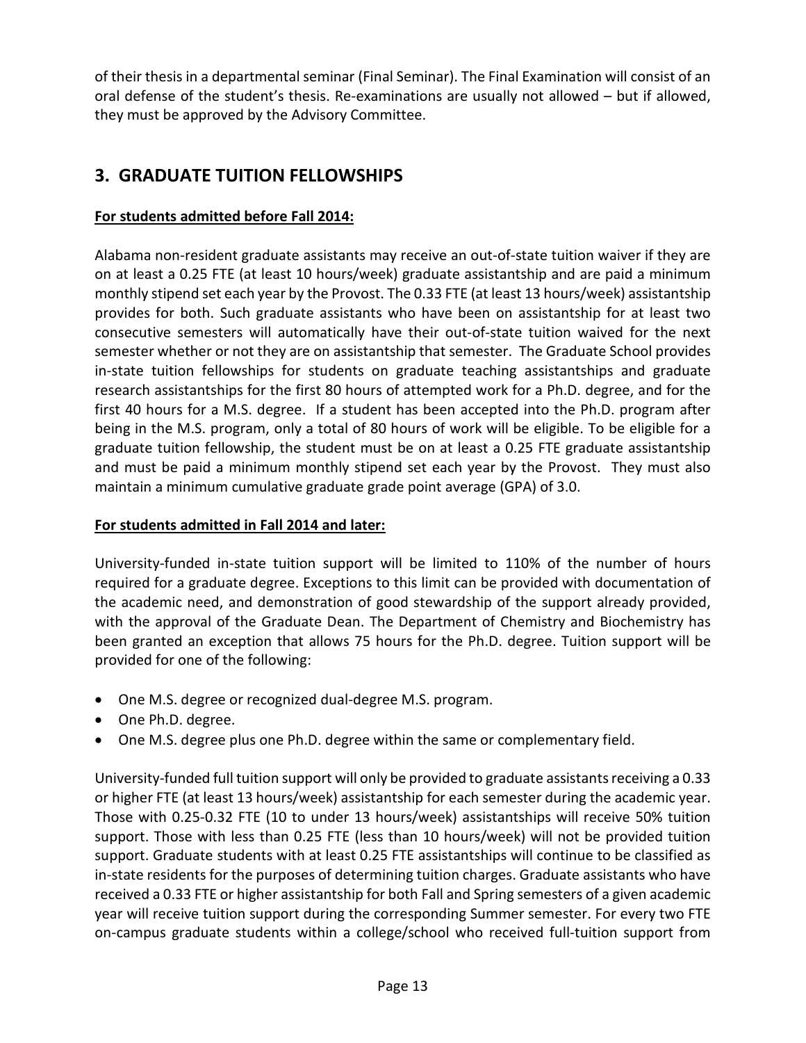of their thesis in a departmental seminar (Final Seminar). The Final Examination will consist of an oral defense of the student's thesis. Re-examinations are usually not allowed – but if allowed, they must be approved by the Advisory Committee.

## 3. GRADUATE TUITION FELLOWSHIPS

**For students admitted before Fall 2014:**

Alabama non-resident graduate assistants may receive an out-of-state tuition waiver if they are on at least a 0.25 FTE (at least 10 hours/week) graduate assistantship and are paid a minimum monthly stipend set each year by the Provost. The 0.33 FTE (at least 13 hours/week) assistantship provides for both. Such graduate assistants who have been on assistantship for at least two consecutive semesters will automatically have their out-of-state tuition waived for the next semester whether or not they are on assistantship that semester. The Graduate School provides in-state tuition fellowships for students on graduate teaching assistantships and graduate research assistantships for the first 80 hours of attempted work for a Ph.D. degree, and for the first 40 hours for a M.S. degree. If a student has been accepted into the Ph.D. program after being in the M.S. program, only a total of 80 hours of work will be eligible. To be eligible for a graduate tuition fellowship, the student must be on at least a 0.25 FTE graduate assistantship and must be paid a minimum monthly stipend set each year by the Provost. They must also maintain a minimum cumulative graduate grade point average (GPA) of 3.0.

**For students admitted in Fall 2014 and later:**

University-funded in-state tuition support will be limited to 110% of the number of hours required for a graduate degree. Exceptions to this limit can be provided with documentation of the academic need, and demonstration of good stewardship of the support already provided, with the approval of the Graduate Dean. The Department of Chemistry and Biochemistry has been granted an exception that allows 75 hours for the Ph.D. degree. Tuition support will be provided for one of the following:

- One M.S. degree or recognized dual-degree M.S. program.
- One Ph.D. degree.
- One M.S. degree plus one Ph.D. degree within the same or complementary field.

University-funded full tuition support will only be provided to graduate assistants receiving a 0.33 or higher FTE (at least 13 hours/week) assistantship for each semester during the academic year. Those with 0.25-0.32 FTE (10 to under 13 hours/week) assistantships will receive 50% tuition support. Those with less than 0.25 FTE (less than 10 hours/week) will not be provided tuition support. Graduate students with at least 0.25 FTE assistantships will continue to be classified as in-state residents for the purposes of determining tuition charges. Graduate assistants who have received a 0.33 FTE or higher assistantship for both Fall and Spring semesters of a given academic year will receive tuition support during the corresponding Summer semester. For every two FTE on-campus graduate students within a college/school who received full-tuition support from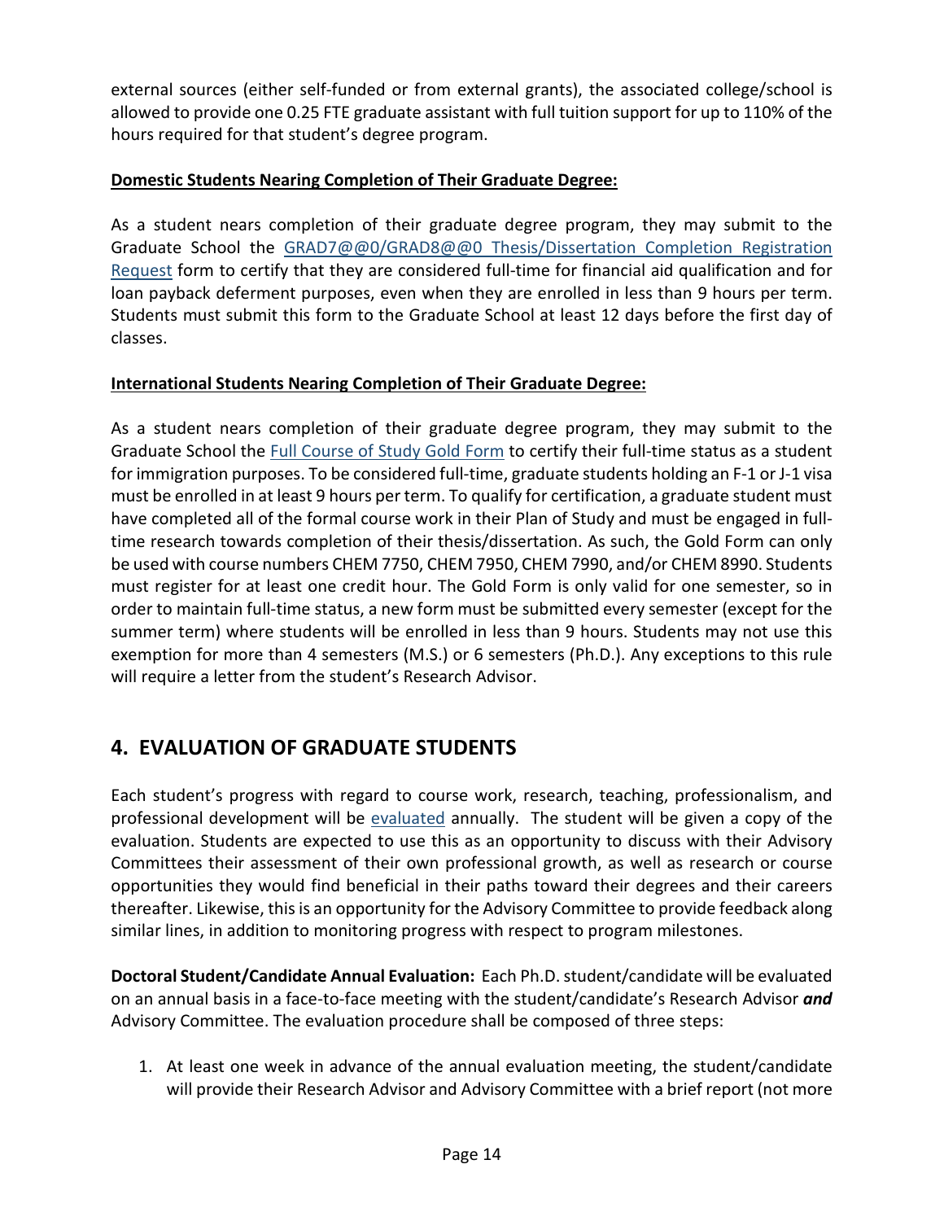external sources (either self-funded or from external grants), the associated college/school is allowed to provide one 0.25 FTE graduate assistant with full tuition support for up to 110% of the hours required for that student's degree program.

**Domestic Students Nearing Completion of Their Graduate Degree:**

As a student nears completion of their graduate degree program, they may submit to the Graduate School the GRAD7@@0/GRAD8@@0 Thesis/Dissertation Completion Registration Request form to certify that they are considered full-time for financial aid qualification and for loan payback deferment purposes, even when they are enrolled in less than 9 hours per term. Students must submit this form to the Graduate School at least 12 days before the first day of classes.

**International Students Nearing Completion of Their Graduate Degree:**

As a student nears completion of their graduate degree program, they may submit to the Graduate School the Full Course of Study Gold Form to certify their full-time status as a student for immigration purposes. To be considered full-time, graduate students holding an F-1 or J-1 visa must be enrolled in at least 9 hours per term. To qualify for certification, a graduate student must have completed all of the formal course work in their Plan of Study and must be engaged in full-time research towards completion of their thesis/dissertation. As such, the Gold Form can only be used with course numbers CHEM 7750, CHEM 7950, CHEM 7990, and/or CHEM 8990. Students must register for at least one credit hour. The Gold Form is only valid for one semester, so in order to maintain full-time status, a new form must be submitted every semester (except for the summer term) where students will be enrolled in less than 9 hours. Students may not use this exemption for more than 4 semesters (M.S.) or 6 semesters (Ph.D.). Any exceptions to this rule will require a letter from the student's Research Advisor.

## 4. EVALUATION OF GRADUATE STUDENTS

Each student's progress with regard to course work, research, teaching, professionalism, and professional development will be evaluated annually. The student will be given a copy of the evaluation. Students are expected to use this as an opportunity to discuss with their Advisory Committees their assessment of their own professional growth, as well as research or course opportunities they would find beneficial in their paths toward their degrees and their careers thereafter. Likewise, this is an opportunity for the Advisory Committee to provide feedback along similar lines, in addition to monitoring progress with respect to program milestones.

**Doctoral Student/Candidate Annual Evaluation:** Each Ph.D. student/candidate will be evaluated on an annual basis in a face-to-face meeting with the student/candidate's Research Advisor ***and*** Advisory Committee. The evaluation procedure shall be composed of three steps:

1. At least one week in advance of the annual evaluation meeting, the student/candidate will provide their Research Advisor and Advisory Committee with a brief report (not more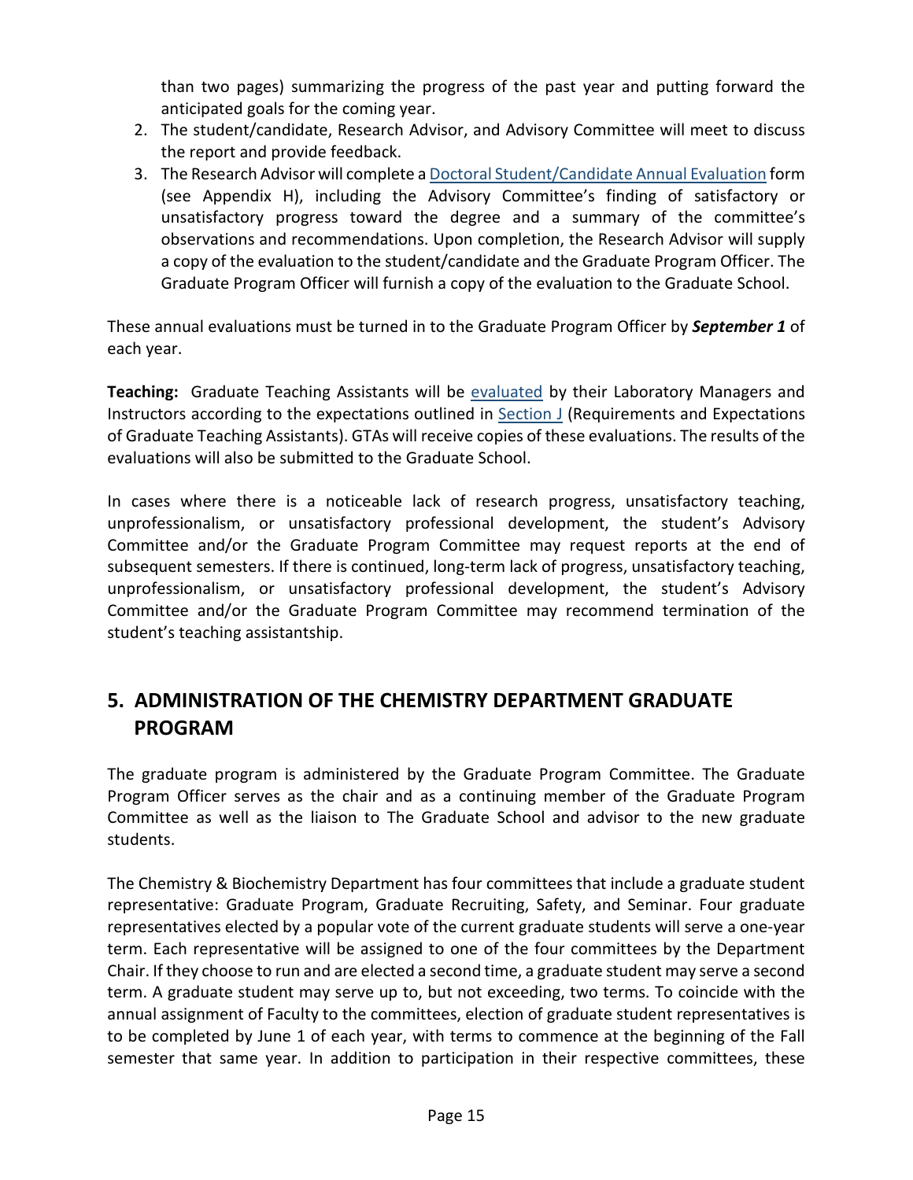than two pages) summarizing the progress of the past year and putting forward the anticipated goals for the coming year.

2. The student/candidate, Research Advisor, and Advisory Committee will meet to discuss the report and provide feedback.
3. The Research Advisor will complete a Doctoral Student/Candidate Annual Evaluation form (see Appendix H), including the Advisory Committee's finding of satisfactory or unsatisfactory progress toward the degree and a summary of the committee's observations and recommendations. Upon completion, the Research Advisor will supply a copy of the evaluation to the student/candidate and the Graduate Program Officer. The Graduate Program Officer will furnish a copy of the evaluation to the Graduate School.

These annual evaluations must be turned in to the Graduate Program Officer by ***September 1*** of each year.

**Teaching:** Graduate Teaching Assistants will be evaluated by their Laboratory Managers and Instructors according to the expectations outlined in Section J (Requirements and Expectations of Graduate Teaching Assistants). GTAs will receive copies of these evaluations. The results of the evaluations will also be submitted to the Graduate School.

In cases where there is a noticeable lack of research progress, unsatisfactory teaching, unprofessionalism, or unsatisfactory professional development, the student's Advisory Committee and/or the Graduate Program Committee may request reports at the end of subsequent semesters. If there is continued, long-term lack of progress, unsatisfactory teaching, unprofessionalism, or unsatisfactory professional development, the student's Advisory Committee and/or the Graduate Program Committee may recommend termination of the student's teaching assistantship.

## 5. ADMINISTRATION OF THE CHEMISTRY DEPARTMENT GRADUATE PROGRAM

The graduate program is administered by the Graduate Program Committee. The Graduate Program Officer serves as the chair and as a continuing member of the Graduate Program Committee as well as the liaison to The Graduate School and advisor to the new graduate students.

The Chemistry & Biochemistry Department has four committees that include a graduate student representative: Graduate Program, Graduate Recruiting, Safety, and Seminar. Four graduate representatives elected by a popular vote of the current graduate students will serve a one-year term. Each representative will be assigned to one of the four committees by the Department Chair. If they choose to run and are elected a second time, a graduate student may serve a second term. A graduate student may serve up to, but not exceeding, two terms. To coincide with the annual assignment of Faculty to the committees, election of graduate student representatives is to be completed by June 1 of each year, with terms to commence at the beginning of the Fall semester that same year. In addition to participation in their respective committees, these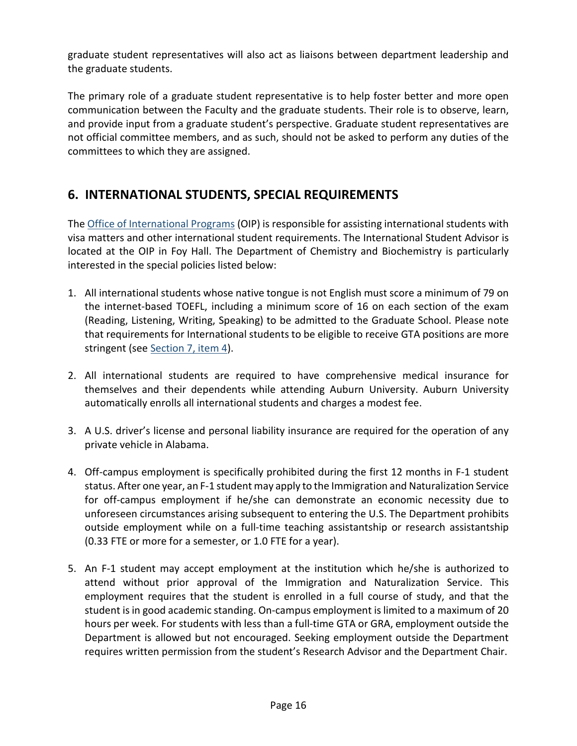graduate student representatives will also act as liaisons between department leadership and the graduate students.

The primary role of a graduate student representative is to help foster better and more open communication between the Faculty and the graduate students. Their role is to observe, learn, and provide input from a graduate student's perspective. Graduate student representatives are not official committee members, and as such, should not be asked to perform any duties of the committees to which they are assigned.

## 6. INTERNATIONAL STUDENTS, SPECIAL REQUIREMENTS

The Office of International Programs (OIP) is responsible for assisting international students with visa matters and other international student requirements. The International Student Advisor is located at the OIP in Foy Hall. The Department of Chemistry and Biochemistry is particularly interested in the special policies listed below:

1. All international students whose native tongue is not English must score a minimum of 79 on the internet-based TOEFL, including a minimum score of 16 on each section of the exam (Reading, Listening, Writing, Speaking) to be admitted to the Graduate School. Please note that requirements for International students to be eligible to receive GTA positions are more stringent (see Section 7, item 4).

2. All international students are required to have comprehensive medical insurance for themselves and their dependents while attending Auburn University. Auburn University automatically enrolls all international students and charges a modest fee.

3. A U.S. driver's license and personal liability insurance are required for the operation of any private vehicle in Alabama.

4. Off-campus employment is specifically prohibited during the first 12 months in F-1 student status. After one year, an F-1 student may apply to the Immigration and Naturalization Service for off-campus employment if he/she can demonstrate an economic necessity due to unforeseen circumstances arising subsequent to entering the U.S. The Department prohibits outside employment while on a full-time teaching assistantship or research assistantship (0.33 FTE or more for a semester, or 1.0 FTE for a year).

5. An F-1 student may accept employment at the institution which he/she is authorized to attend without prior approval of the Immigration and Naturalization Service. This employment requires that the student is enrolled in a full course of study, and that the student is in good academic standing. On-campus employment is limited to a maximum of 20 hours per week. For students with less than a full-time GTA or GRA, employment outside the Department is allowed but not encouraged. Seeking employment outside the Department requires written permission from the student's Research Advisor and the Department Chair.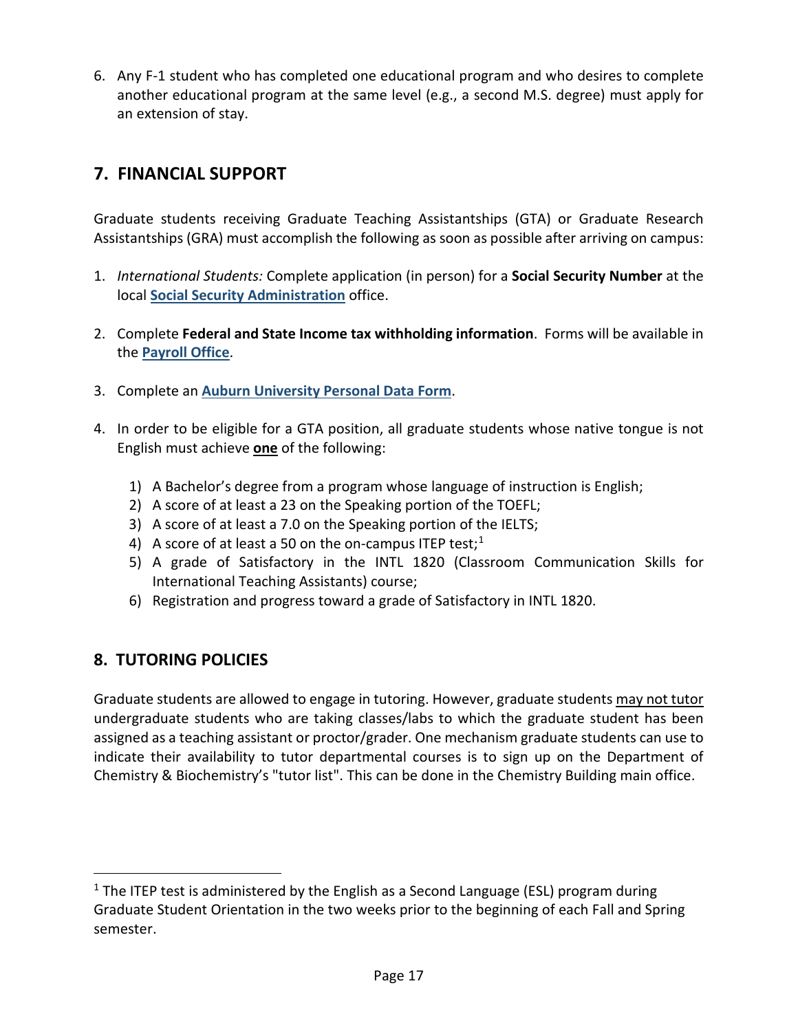6. Any F-1 student who has completed one educational program and who desires to complete another educational program at the same level (e.g., a second M.S. degree) must apply for an extension of stay.

## 7. FINANCIAL SUPPORT

Graduate students receiving Graduate Teaching Assistantships (GTA) or Graduate Research Assistantships (GRA) must accomplish the following as soon as possible after arriving on campus:

1. *International Students:* Complete application (in person) for a **Social Security Number** at the local **Social Security Administration** office.

2. Complete **Federal and State Income tax withholding information**. Forms will be available in the **Payroll Office**.

3. Complete an **Auburn University Personal Data Form**.

4. In order to be eligible for a GTA position, all graduate students whose native tongue is not English must achieve **one** of the following:

    1) A Bachelor's degree from a program whose language of instruction is English;
    2) A score of at least a 23 on the Speaking portion of the TOEFL;
    3) A score of at least a 7.0 on the Speaking portion of the IELTS;
    4) A score of at least a 50 on the on-campus ITEP test;[1]
    5) A grade of Satisfactory in the INTL 1820 (Classroom Communication Skills for International Teaching Assistants) course;
    6) Registration and progress toward a grade of Satisfactory in INTL 1820.

## 8. TUTORING POLICIES

Graduate students are allowed to engage in tutoring. However, graduate students may not tutor undergraduate students who are taking classes/labs to which the graduate student has been assigned as a teaching assistant or proctor/grader. One mechanism graduate students can use to indicate their availability to tutor departmental courses is to sign up on the Department of Chemistry & Biochemistry's "tutor list". This can be done in the Chemistry Building main office.

---

[1] The ITEP test is administered by the English as a Second Language (ESL) program during Graduate Student Orientation in the two weeks prior to the beginning of each Fall and Spring semester.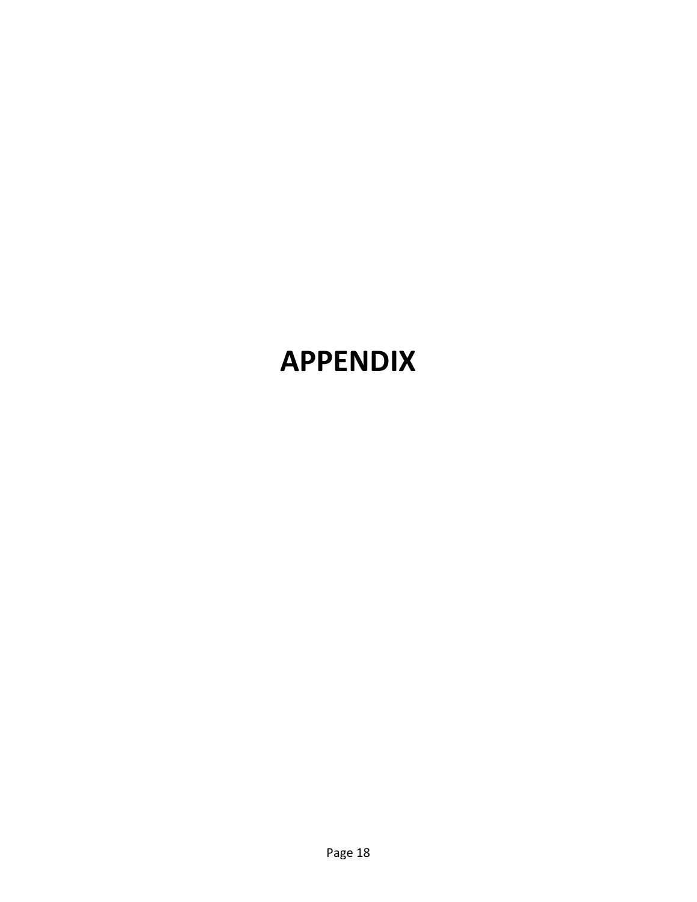# APPENDIX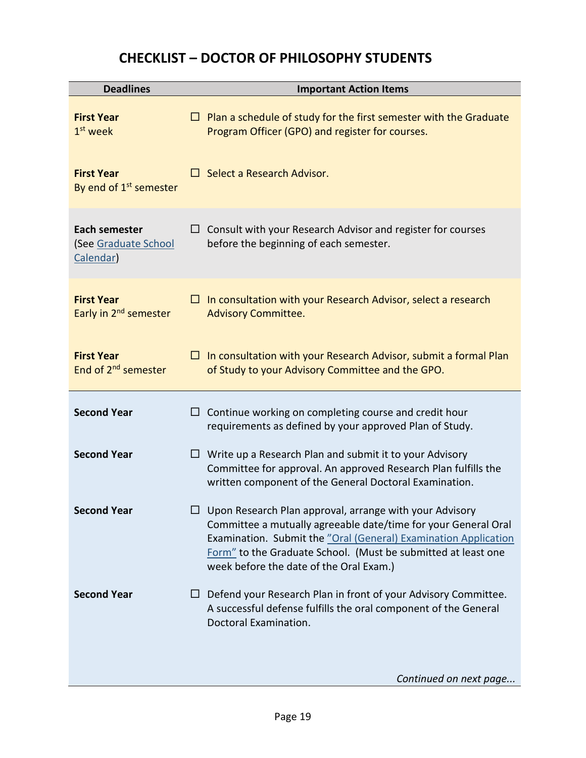# CHECKLIST – DOCTOR OF PHILOSOPHY STUDENTS

| Deadlines | Important Action Items |
|---|---|
| **First Year** 1st week | ☐ Plan a schedule of study for the first semester with the Graduate Program Officer (GPO) and register for courses. |
| **First Year** By end of 1st semester | ☐ Select a Research Advisor. |
| **Each semester** (See Graduate School Calendar) | ☐ Consult with your Research Advisor and register for courses before the beginning of each semester. |
| **First Year** Early in 2nd semester | ☐ In consultation with your Research Advisor, select a research Advisory Committee. |
| **First Year** End of 2nd semester | ☐ In consultation with your Research Advisor, submit a formal Plan of Study to your Advisory Committee and the GPO. |
| **Second Year** | ☐ Continue working on completing course and credit hour requirements as defined by your approved Plan of Study. |
| **Second Year** | ☐ Write up a Research Plan and submit it to your Advisory Committee for approval. An approved Research Plan fulfills the written component of the General Doctoral Examination. |
| **Second Year** | ☐ Upon Research Plan approval, arrange with your Advisory Committee a mutually agreeable date/time for your General Oral Examination. Submit the "Oral (General) Examination Application Form" to the Graduate School. (Must be submitted at least one week before the date of the Oral Exam.) |
| **Second Year** | ☐ Defend your Research Plan in front of your Advisory Committee. A successful defense fulfills the oral component of the General Doctoral Examination. |

*Continued on next page...*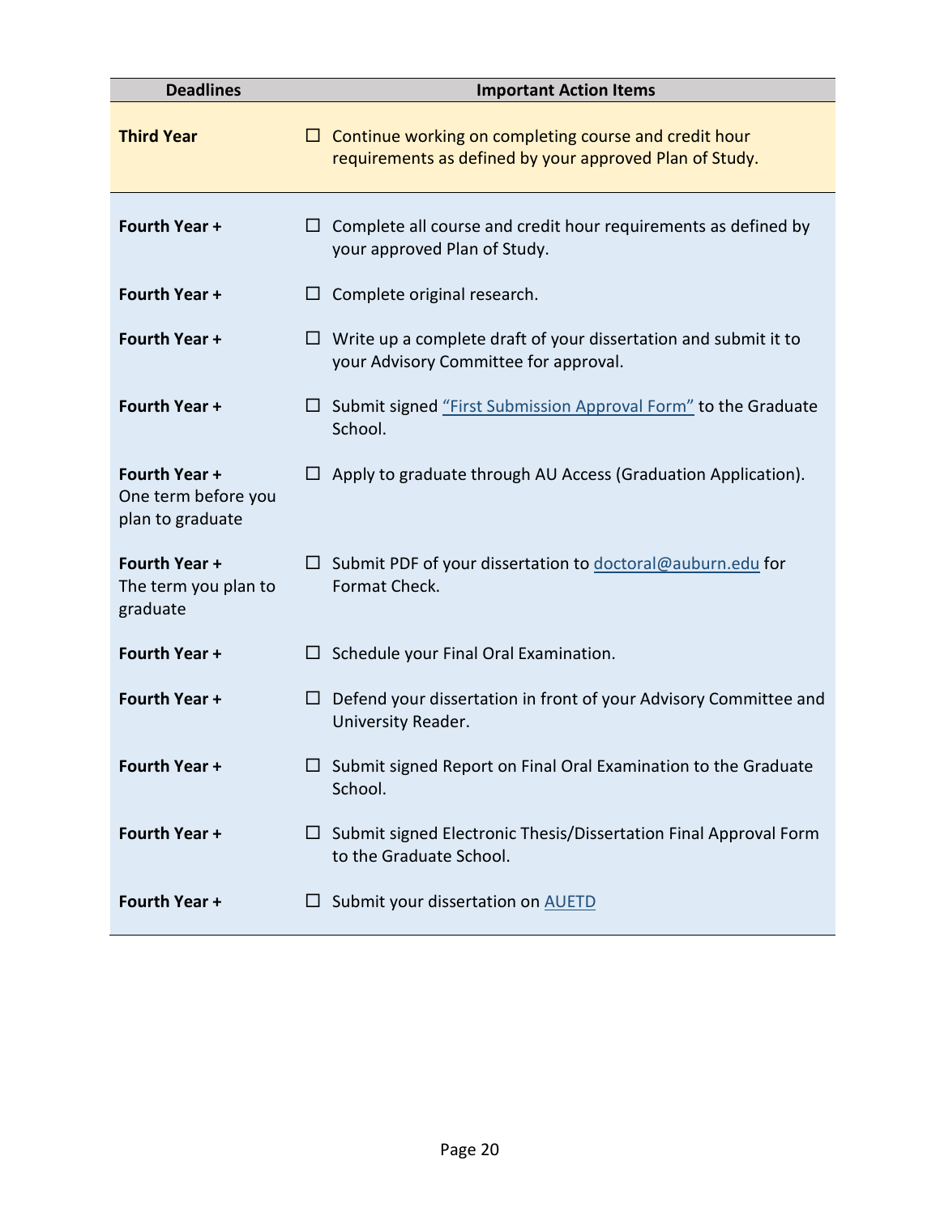| Deadlines | Important Action Items |
|---|---|
| **Third Year** | ☐ Continue working on completing course and credit hour requirements as defined by your approved Plan of Study. |
| **Fourth Year +** | ☐ Complete all course and credit hour requirements as defined by your approved Plan of Study. |
| **Fourth Year +** | ☐ Complete original research. |
| **Fourth Year +** | ☐ Write up a complete draft of your dissertation and submit it to your Advisory Committee for approval. |
| **Fourth Year +** | ☐ Submit signed "First Submission Approval Form" to the Graduate School. |
| **Fourth Year +** One term before you plan to graduate | ☐ Apply to graduate through AU Access (Graduation Application). |
| **Fourth Year +** The term you plan to graduate | ☐ Submit PDF of your dissertation to doctoral@auburn.edu for Format Check. |
| **Fourth Year +** | ☐ Schedule your Final Oral Examination. |
| **Fourth Year +** | ☐ Defend your dissertation in front of your Advisory Committee and University Reader. |
| **Fourth Year +** | ☐ Submit signed Report on Final Oral Examination to the Graduate School. |
| **Fourth Year +** | ☐ Submit signed Electronic Thesis/Dissertation Final Approval Form to the Graduate School. |
| **Fourth Year +** | ☐ Submit your dissertation on AUETD |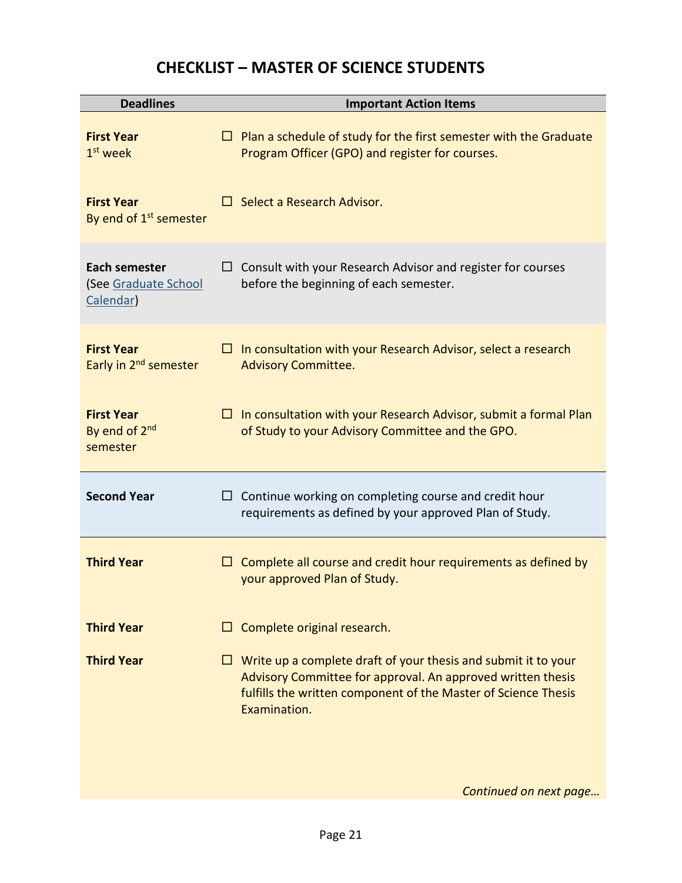# CHECKLIST – MASTER OF SCIENCE STUDENTS

| Deadlines | Important Action Items |
|---|---|
| **First Year** 1st week | ☐ Plan a schedule of study for the first semester with the Graduate Program Officer (GPO) and register for courses. |
| **First Year** By end of 1st semester | ☐ Select a Research Advisor. |
| **Each semester** (See [Graduate School Calendar]) | ☐ Consult with your Research Advisor and register for courses before the beginning of each semester. |
| **First Year** Early in 2nd semester | ☐ In consultation with your Research Advisor, select a research Advisory Committee. |
| **First Year** By end of 2nd semester | ☐ In consultation with your Research Advisor, submit a formal Plan of Study to your Advisory Committee and the GPO. |
| **Second Year** | ☐ Continue working on completing course and credit hour requirements as defined by your approved Plan of Study. |
| **Third Year** | ☐ Complete all course and credit hour requirements as defined by your approved Plan of Study. |
| **Third Year** | ☐ Complete original research. |
| **Third Year** | ☐ Write up a complete draft of your thesis and submit it to your Advisory Committee for approval. An approved written thesis fulfills the written component of the Master of Science Thesis Examination. |

*Continued on next page…*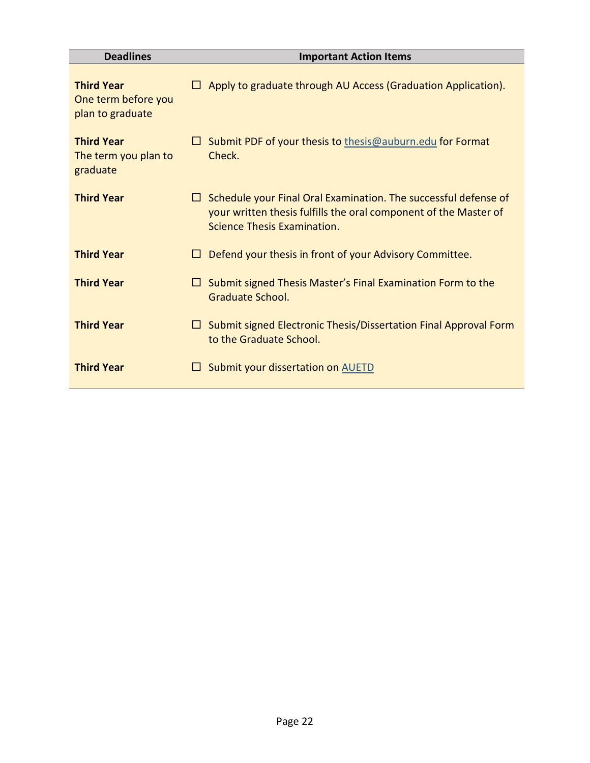| Deadlines | Important Action Items |
|---|---|
| **Third Year** One term before you plan to graduate | ☐ Apply to graduate through AU Access (Graduation Application). |
| **Third Year** The term you plan to graduate | ☐ Submit PDF of your thesis to thesis@auburn.edu for Format Check. |
| **Third Year** | ☐ Schedule your Final Oral Examination. The successful defense of your written thesis fulfills the oral component of the Master of Science Thesis Examination. |
| **Third Year** | ☐ Defend your thesis in front of your Advisory Committee. |
| **Third Year** | ☐ Submit signed Thesis Master's Final Examination Form to the Graduate School. |
| **Third Year** | ☐ Submit signed Electronic Thesis/Dissertation Final Approval Form to the Graduate School. |
| **Third Year** | ☐ Submit your dissertation on AUETD |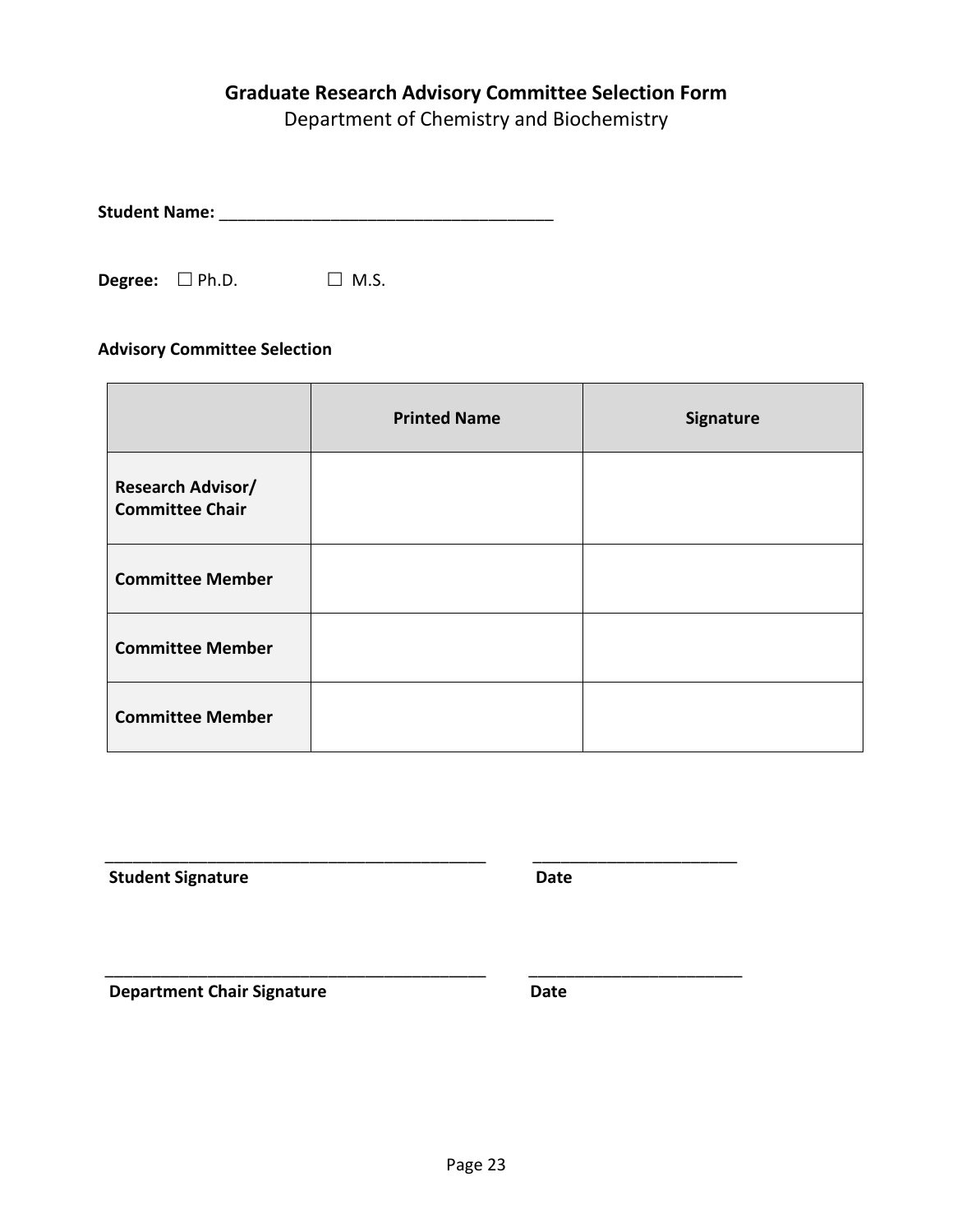## Graduate Research Advisory Committee Selection Form

Department of Chemistry and Biochemistry

**Student Name:** ____________________________________

**Degree:** ☐ Ph.D. ☐ M.S.

**Advisory Committee Selection**

| | Printed Name | Signature |
|---|---|---|
| **Research Advisor/ Committee Chair** | | |
| **Committee Member** | | |
| **Committee Member** | | |
| **Committee Member** | | |

__________________________________________ ______________________

**Student Signature** **Date**

__________________________________________ ______________________

**Department Chair Signature** **Date**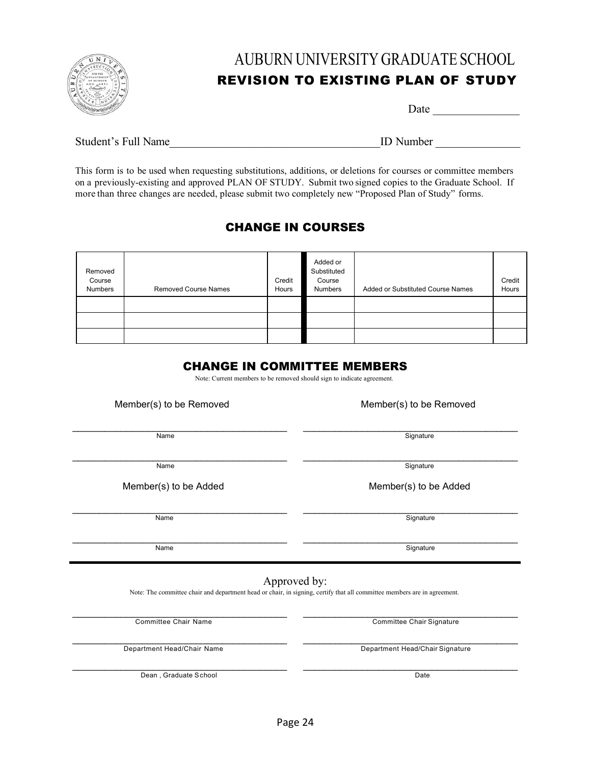# AUBURN UNIVERSITY GRADUATE SCHOOL

## REVISION TO EXISTING PLAN OF STUDY

Date _______________

Student's Full Name ____________________________________ ID Number ______________

This form is to be used when requesting substitutions, additions, or deletions for courses or committee members on a previously-existing and approved PLAN OF STUDY. Submit two signed copies to the Graduate School. If more than three changes are needed, please submit two completely new "Proposed Plan of Study" forms.

## CHANGE IN COURSES

| Removed Course Numbers | Removed Course Names | Credit Hours | Added or Substituted Course Numbers | Added or Substituted Course Names | Credit Hours |
|---|---|---|---|---|---|
| | | | | | |
| | | | | | |
| | | | | | |

## CHANGE IN COMMITTEE MEMBERS

Note: Current members to be removed should sign to indicate agreement.

| Member(s) to be Removed | Member(s) to be Removed |
|---|---|
| ____________________ Name | ____________________ Signature |
| ____________________ Name | ____________________ Signature |

| Member(s) to be Added | Member(s) to be Added |
|---|---|
| ____________________ Name | ____________________ Signature |
| ____________________ Name | ____________________ Signature |

### Approved by:

Note: The committee chair and department head or chair, in signing, certify that all committee members are in agreement.

| | |
|---|---|
| ____________________ Committee Chair Name | ____________________ Committee Chair Signature |
| ____________________ Department Head/Chair Name | ____________________ Department Head/Chair Signature |
| ____________________ Dean , Graduate School | ____________________ Date |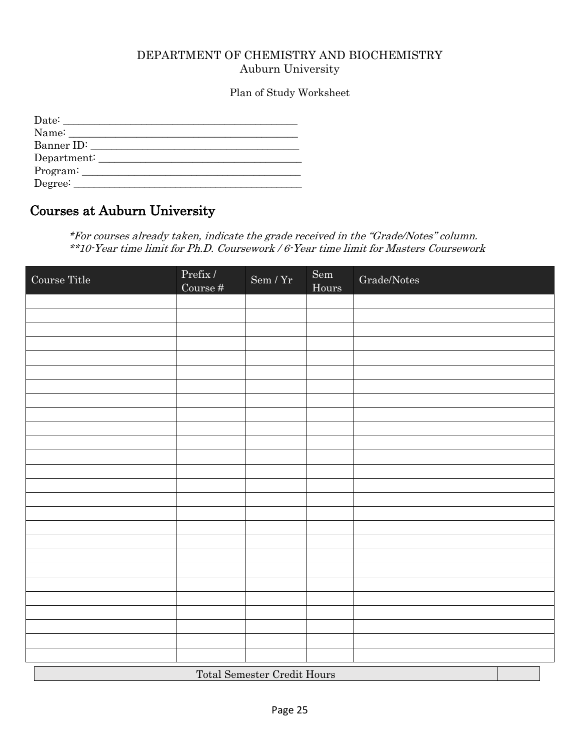DEPARTMENT OF CHEMISTRY AND BIOCHEMISTRY
Auburn University

Plan of Study Worksheet

Date: ___________________________________________
Name: ___________________________________________
Banner ID: ________________________________________
Department: _______________________________________
Program: _________________________________________
Degree: __________________________________________

## Courses at Auburn University

*\*For courses already taken, indicate the grade received in the "Grade/Notes" column.*
*\*\*10-Year time limit for Ph.D. Coursework / 6-Year time limit for Masters Coursework*

| Course Title | Prefix / Course # | Sem / Yr | Sem Hours | Grade/Notes |
|---|---|---|---|---|
| | | | | |
| | | | | |
| | | | | |
| | | | | |
| | | | | |
| | | | | |
| | | | | |
| | | | | |
| | | | | |
| | | | | |
| | | | | |
| | | | | |
| | | | | |
| | | | | |
| | | | | |
| | | | | |
| | | | | |
| | | | | |
| | | | | |
| | | | | |
| | | | | |
| | | | | |
| | | | | |
| | | | | |
| | | | | |
| | | | | |

| Total Semester Credit Hours | |
|---|---|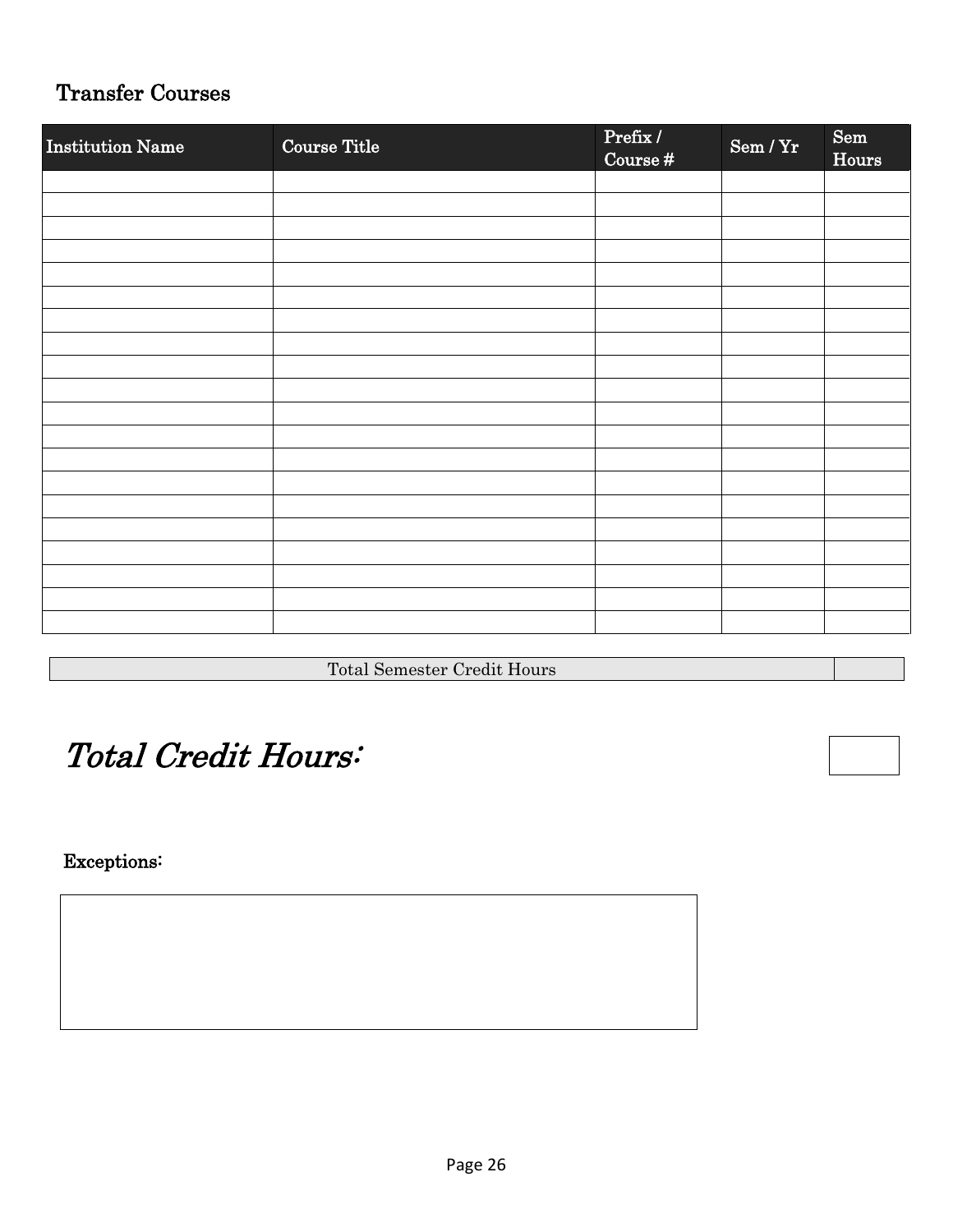## Transfer Courses

| Institution Name | Course Title | Prefix / Course # | Sem / Yr | Sem Hours |
|---|---|---|---|---|
| | | | | |
| | | | | |
| | | | | |
| | | | | |
| | | | | |
| | | | | |
| | | | | |
| | | | | |
| | | | | |
| | | | | |
| | | | | |
| | | | | |
| | | | | |
| | | | | |
| | | | | |
| | | | | |
| | | | | |
| | | | | |
| | | | | |
| | | | | |

| Total Semester Credit Hours | |
|---|---|

# *Total Credit Hours:*

| |
|---|

**Exceptions:**

| |
|---|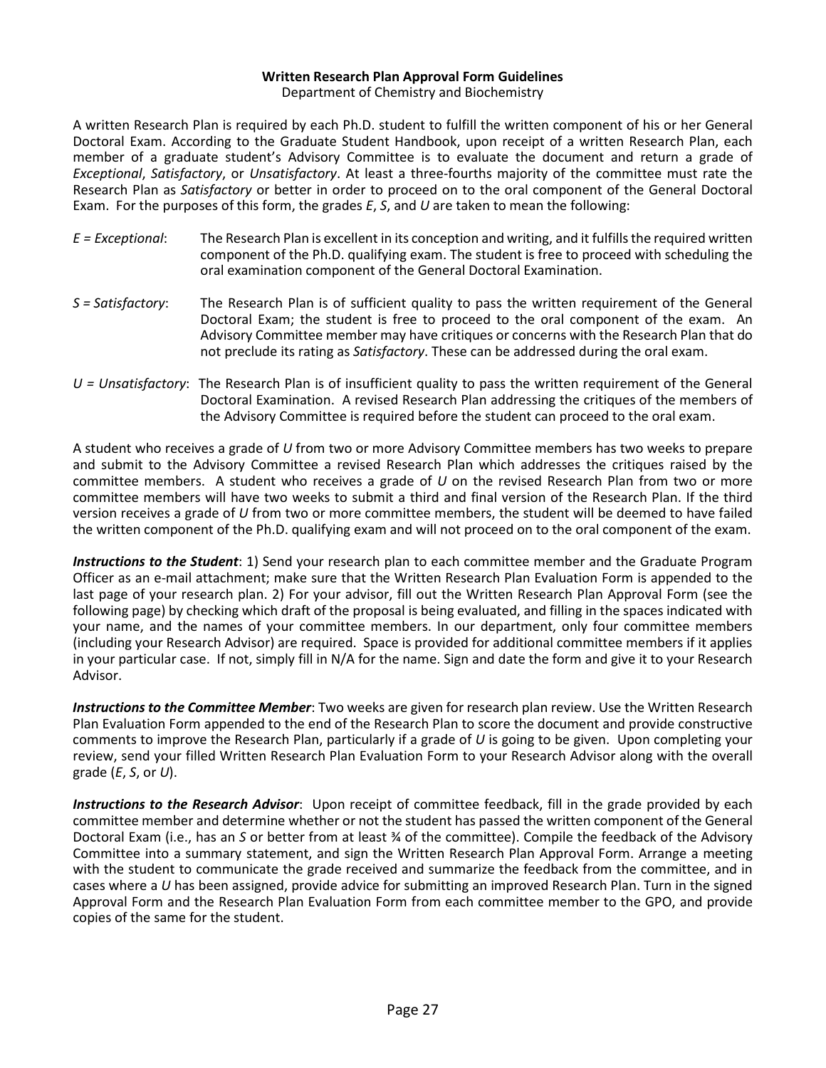# Written Research Plan Approval Form Guidelines

Department of Chemistry and Biochemistry

A written Research Plan is required by each Ph.D. student to fulfill the written component of his or her General Doctoral Exam. According to the Graduate Student Handbook, upon receipt of a written Research Plan, each member of a graduate student's Advisory Committee is to evaluate the document and return a grade of *Exceptional*, *Satisfactory*, or *Unsatisfactory*. At least a three-fourths majority of the committee must rate the Research Plan as *Satisfactory* or better in order to proceed on to the oral component of the General Doctoral Exam. For the purposes of this form, the grades *E*, *S*, and *U* are taken to mean the following:

*E = Exceptional*: The Research Plan is excellent in its conception and writing, and it fulfills the required written component of the Ph.D. qualifying exam. The student is free to proceed with scheduling the oral examination component of the General Doctoral Examination.

*S = Satisfactory*: The Research Plan is of sufficient quality to pass the written requirement of the General Doctoral Exam; the student is free to proceed to the oral component of the exam. An Advisory Committee member may have critiques or concerns with the Research Plan that do not preclude its rating as *Satisfactory*. These can be addressed during the oral exam.

*U = Unsatisfactory*: The Research Plan is of insufficient quality to pass the written requirement of the General Doctoral Examination. A revised Research Plan addressing the critiques of the members of the Advisory Committee is required before the student can proceed to the oral exam.

A student who receives a grade of *U* from two or more Advisory Committee members has two weeks to prepare and submit to the Advisory Committee a revised Research Plan which addresses the critiques raised by the committee members. A student who receives a grade of *U* on the revised Research Plan from two or more committee members will have two weeks to submit a third and final version of the Research Plan. If the third version receives a grade of *U* from two or more committee members, the student will be deemed to have failed the written component of the Ph.D. qualifying exam and will not proceed on to the oral component of the exam.

***Instructions to the Student***: 1) Send your research plan to each committee member and the Graduate Program Officer as an e-mail attachment; make sure that the Written Research Plan Evaluation Form is appended to the last page of your research plan. 2) For your advisor, fill out the Written Research Plan Approval Form (see the following page) by checking which draft of the proposal is being evaluated, and filling in the spaces indicated with your name, and the names of your committee members. In our department, only four committee members (including your Research Advisor) are required. Space is provided for additional committee members if it applies in your particular case. If not, simply fill in N/A for the name. Sign and date the form and give it to your Research Advisor.

***Instructions to the Committee Member***: Two weeks are given for research plan review. Use the Written Research Plan Evaluation Form appended to the end of the Research Plan to score the document and provide constructive comments to improve the Research Plan, particularly if a grade of *U* is going to be given. Upon completing your review, send your filled Written Research Plan Evaluation Form to your Research Advisor along with the overall grade (*E*, *S*, or *U*).

***Instructions to the Research Advisor***: Upon receipt of committee feedback, fill in the grade provided by each committee member and determine whether or not the student has passed the written component of the General Doctoral Exam (i.e., has an *S* or better from at least ¾ of the committee). Compile the feedback of the Advisory Committee into a summary statement, and sign the Written Research Plan Approval Form. Arrange a meeting with the student to communicate the grade received and summarize the feedback from the committee, and in cases where a *U* has been assigned, provide advice for submitting an improved Research Plan. Turn in the signed Approval Form and the Research Plan Evaluation Form from each committee member to the GPO, and provide copies of the same for the student.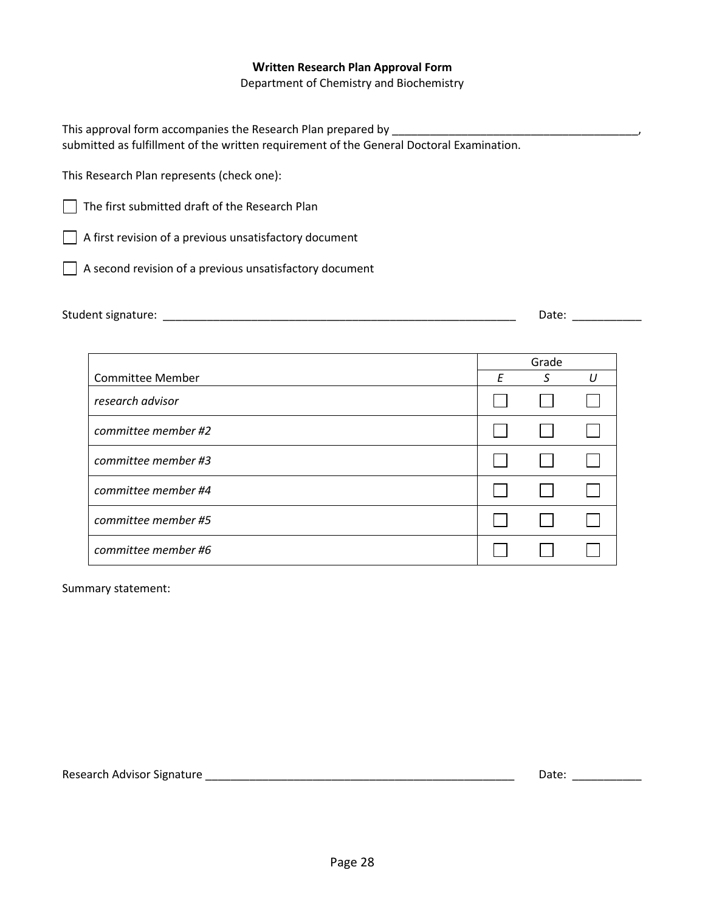**Written Research Plan Approval Form**

Department of Chemistry and Biochemistry

This approval form accompanies the Research Plan prepared by ________________________________________,
submitted as fulfillment of the written requirement of the General Doctoral Examination.

This Research Plan represents (check one):

☐ The first submitted draft of the Research Plan

☐ A first revision of a previous unsatisfactory document

☐ A second revision of a previous unsatisfactory document

Student signature: __________________________________________________________ Date: ___________

| Committee Member | Grade | | |
|---|---|---|---|
| | *E* | *S* | *U* |
| *research advisor* | ☐ | ☐ | ☐ |
| *committee member #2* | ☐ | ☐ | ☐ |
| *committee member #3* | ☐ | ☐ | ☐ |
| *committee member #4* | ☐ | ☐ | ☐ |
| *committee member #5* | ☐ | ☐ | ☐ |
| *committee member #6* | ☐ | ☐ | ☐ |

Summary statement:

Research Advisor Signature ____________________________________________________ Date: ___________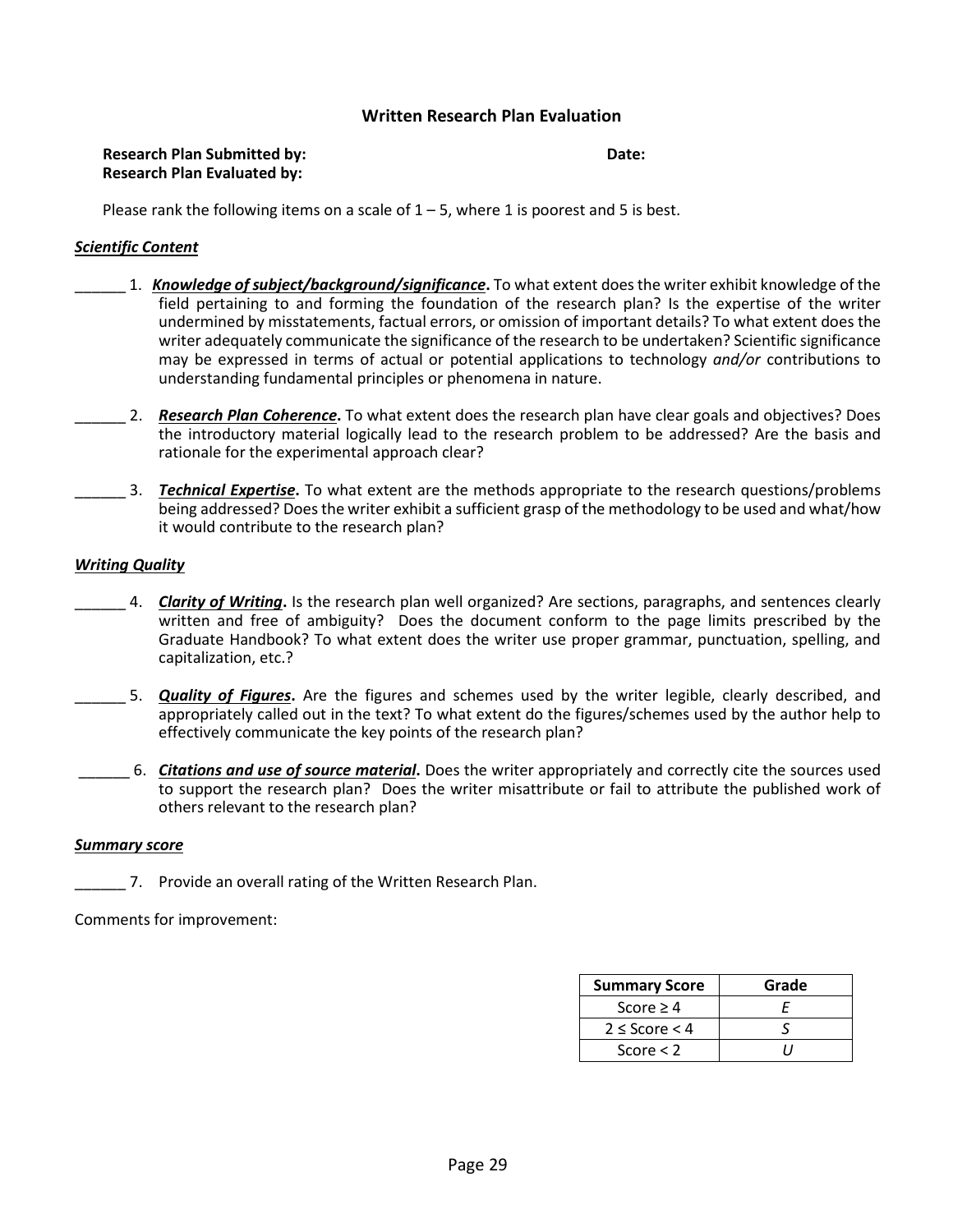# Written Research Plan Evaluation

**Research Plan Submitted by:** **Date:**
**Research Plan Evaluated by:**

Please rank the following items on a scale of 1 – 5, where 1 is poorest and 5 is best.

***Scientific Content***

______ 1. ***Knowledge of subject/background/significance*.** To what extent does the writer exhibit knowledge of the field pertaining to and forming the foundation of the research plan? Is the expertise of the writer undermined by misstatements, factual errors, or omission of important details? To what extent does the writer adequately communicate the significance of the research to be undertaken? Scientific significance may be expressed in terms of actual or potential applications to technology *and/or* contributions to understanding fundamental principles or phenomena in nature.

______ 2. ***Research Plan Coherence*.** To what extent does the research plan have clear goals and objectives? Does the introductory material logically lead to the research problem to be addressed? Are the basis and rationale for the experimental approach clear?

______ 3. ***Technical Expertise*.** To what extent are the methods appropriate to the research questions/problems being addressed? Does the writer exhibit a sufficient grasp of the methodology to be used and what/how it would contribute to the research plan?

***Writing Quality***

______ 4. ***Clarity of Writing*.** Is the research plan well organized? Are sections, paragraphs, and sentences clearly written and free of ambiguity? Does the document conform to the page limits prescribed by the Graduate Handbook? To what extent does the writer use proper grammar, punctuation, spelling, and capitalization, etc.?

______ 5. ***Quality of Figures*.** Are the figures and schemes used by the writer legible, clearly described, and appropriately called out in the text? To what extent do the figures/schemes used by the author help to effectively communicate the key points of the research plan?

______ 6. ***Citations and use of source material*.** Does the writer appropriately and correctly cite the sources used to support the research plan? Does the writer misattribute or fail to attribute the published work of others relevant to the research plan?

***Summary score***

______ 7. Provide an overall rating of the Written Research Plan.

Comments for improvement:

| Summary Score | Grade |
|---|---|
| Score ≥ 4 | *E* |
| 2 ≤ Score < 4 | *S* |
| Score < 2 | *U* |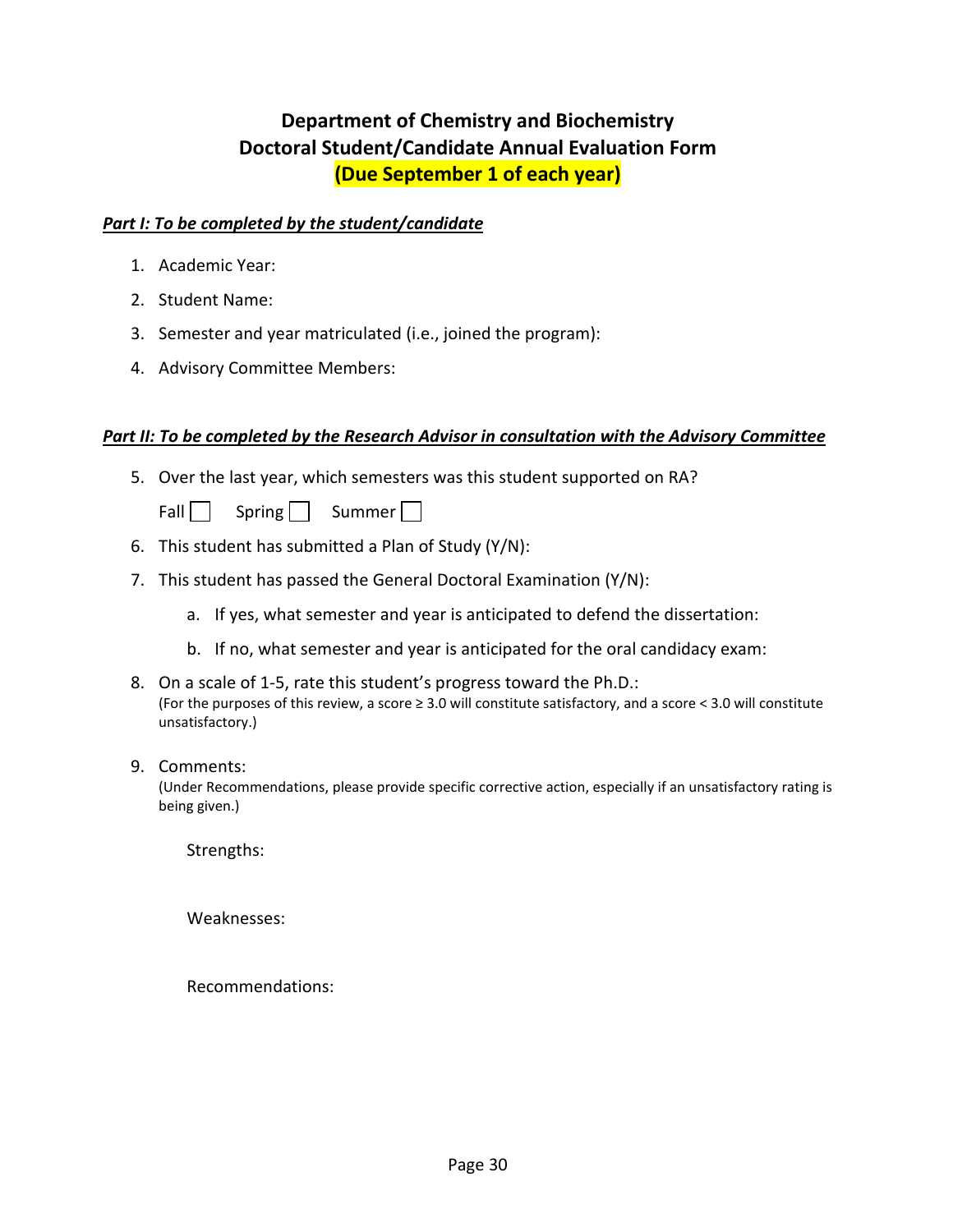# Department of Chemistry and Biochemistry
# Doctoral Student/Candidate Annual Evaluation Form
# (Due September 1 of each year)

***Part I: To be completed by the student/candidate***

1. Academic Year:
2. Student Name:
3. Semester and year matriculated (i.e., joined the program):
4. Advisory Committee Members:

***Part II: To be completed by the Research Advisor in consultation with the Advisory Committee***

5. Over the last year, which semesters was this student supported on RA?

   Fall ☐ Spring ☐ Summer ☐

6. This student has submitted a Plan of Study (Y/N):
7. This student has passed the General Doctoral Examination (Y/N):
   a. If yes, what semester and year is anticipated to defend the dissertation:
   b. If no, what semester and year is anticipated for the oral candidacy exam:
8. On a scale of 1-5, rate this student's progress toward the Ph.D.:
   (For the purposes of this review, a score ≥ 3.0 will constitute satisfactory, and a score < 3.0 will constitute unsatisfactory.)
9. Comments:
   (Under Recommendations, please provide specific corrective action, especially if an unsatisfactory rating is being given.)

   Strengths:

   Weaknesses:

   Recommendations: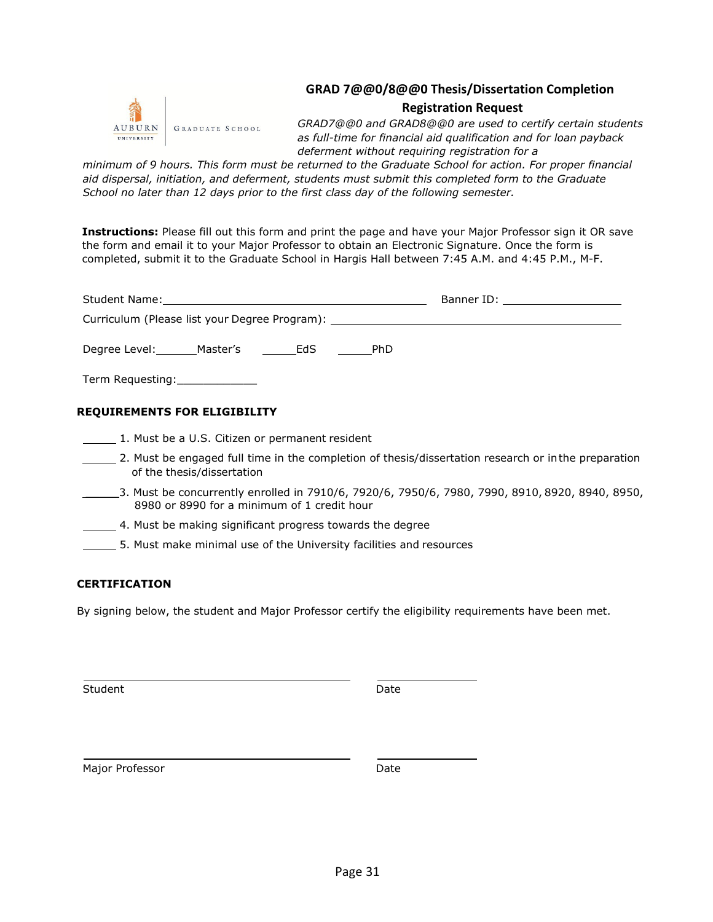AUBURN UNIVERSITY | GRADUATE SCHOOL

## GRAD 7@@0/8@@0 Thesis/Dissertation Completion Registration Request

*GRAD7@@0 and GRAD8@@0 are used to certify certain students as full-time for financial aid qualification and for loan payback deferment without requiring registration for a minimum of 9 hours. This form must be returned to the Graduate School for action. For proper financial aid dispersal, initiation, and deferment, students must submit this completed form to the Graduate School no later than 12 days prior to the first class day of the following semester.*

**Instructions:** Please fill out this form and print the page and have your Major Professor sign it OR save the form and email it to your Major Professor to obtain an Electronic Signature. Once the form is completed, submit it to the Graduate School in Hargis Hall between 7:45 A.M. and 4:45 P.M., M-F.

Student Name: ________________________________________ Banner ID: __________________

Curriculum (Please list your Degree Program): ____________________________________________

Degree Level: ______Master's ______EdS ______PhD

Term Requesting: ____________

### REQUIREMENTS FOR ELIGIBILITY

_____ 1. Must be a U.S. Citizen or permanent resident

_____ 2. Must be engaged full time in the completion of thesis/dissertation research or in the preparation of the thesis/dissertation

_____ 3. Must be concurrently enrolled in 7910/6, 7920/6, 7950/6, 7980, 7990, 8910, 8920, 8940, 8950, 8980 or 8990 for a minimum of 1 credit hour

_____ 4. Must be making significant progress towards the degree

_____ 5. Must make minimal use of the University facilities and resources

### CERTIFICATION

By signing below, the student and Major Professor certify the eligibility requirements have been met.

________________________________________ ________________

Student Date

________________________________________ ________________

Major Professor Date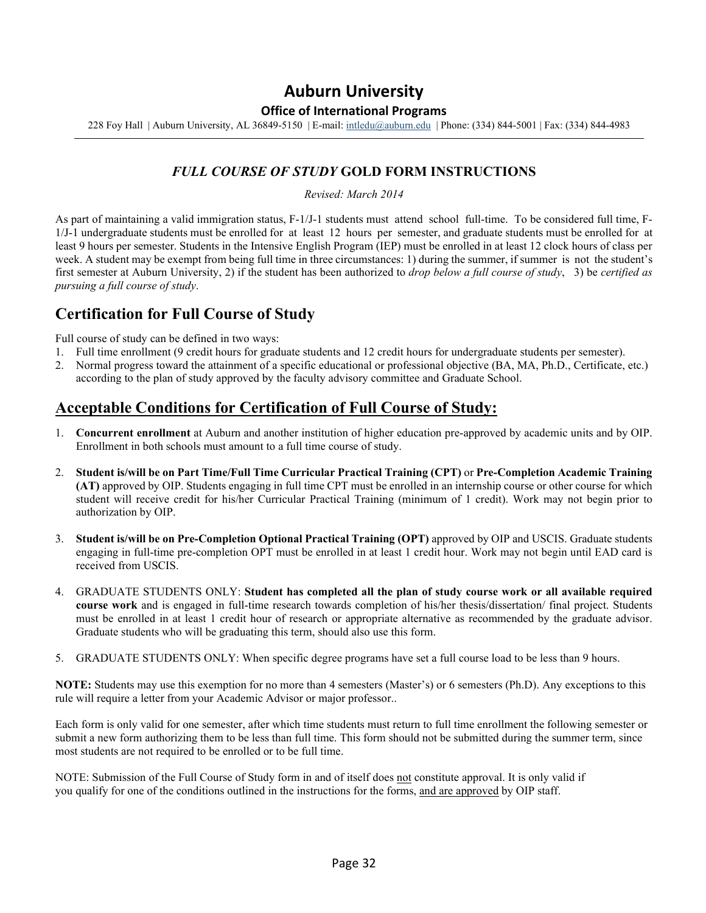# Auburn University

**Office of International Programs**

228 Foy Hall | Auburn University, AL 36849-5150 | E-mail: intledu@auburn.edu | Phone: (334) 844-5001 | Fax: (334) 844-4983

---

## *FULL COURSE OF STUDY* GOLD FORM INSTRUCTIONS

*Revised: March 2014*

As part of maintaining a valid immigration status, F-1/J-1 students must attend school full-time. To be considered full time, F-1/J-1 undergraduate students must be enrolled for at least 12 hours per semester, and graduate students must be enrolled for at least 9 hours per semester. Students in the Intensive English Program (IEP) must be enrolled in at least 12 clock hours of class per week. A student may be exempt from being full time in three circumstances: 1) during the summer, if summer is not the student's first semester at Auburn University, 2) if the student has been authorized to *drop below a full course of study*, 3) be *certified as pursuing a full course of study*.

## Certification for Full Course of Study

Full course of study can be defined in two ways:

1. Full time enrollment (9 credit hours for graduate students and 12 credit hours for undergraduate students per semester).
2. Normal progress toward the attainment of a specific educational or professional objective (BA, MA, Ph.D., Certificate, etc.) according to the plan of study approved by the faculty advisory committee and Graduate School.

## <u>Acceptable Conditions for Certification of Full Course of Study:</u>

1. **Concurrent enrollment** at Auburn and another institution of higher education pre-approved by academic units and by OIP. Enrollment in both schools must amount to a full time course of study.

2. **Student is/will be on Part Time/Full Time Curricular Practical Training (CPT)** or **Pre-Completion Academic Training (AT)** approved by OIP. Students engaging in full time CPT must be enrolled in an internship course or other course for which student will receive credit for his/her Curricular Practical Training (minimum of 1 credit). Work may not begin prior to authorization by OIP.

3. **Student is/will be on Pre-Completion Optional Practical Training (OPT)** approved by OIP and USCIS. Graduate students engaging in full-time pre-completion OPT must be enrolled in at least 1 credit hour. Work may not begin until EAD card is received from USCIS.

4. GRADUATE STUDENTS ONLY: **Student has completed all the plan of study course work or all available required course work** and is engaged in full-time research towards completion of his/her thesis/dissertation/ final project. Students must be enrolled in at least 1 credit hour of research or appropriate alternative as recommended by the graduate advisor. Graduate students who will be graduating this term, should also use this form.

5. GRADUATE STUDENTS ONLY: When specific degree programs have set a full course load to be less than 9 hours.

**NOTE:** Students may use this exemption for no more than 4 semesters (Master's) or 6 semesters (Ph.D). Any exceptions to this rule will require a letter from your Academic Advisor or major professor..

Each form is only valid for one semester, after which time students must return to full time enrollment the following semester or submit a new form authorizing them to be less than full time. This form should not be submitted during the summer term, since most students are not required to be enrolled or to be full time.

NOTE: Submission of the Full Course of Study form in and of itself does <u>not</u> constitute approval. It is only valid if you qualify for one of the conditions outlined in the instructions for the forms, <u>and are approved</u> by OIP staff.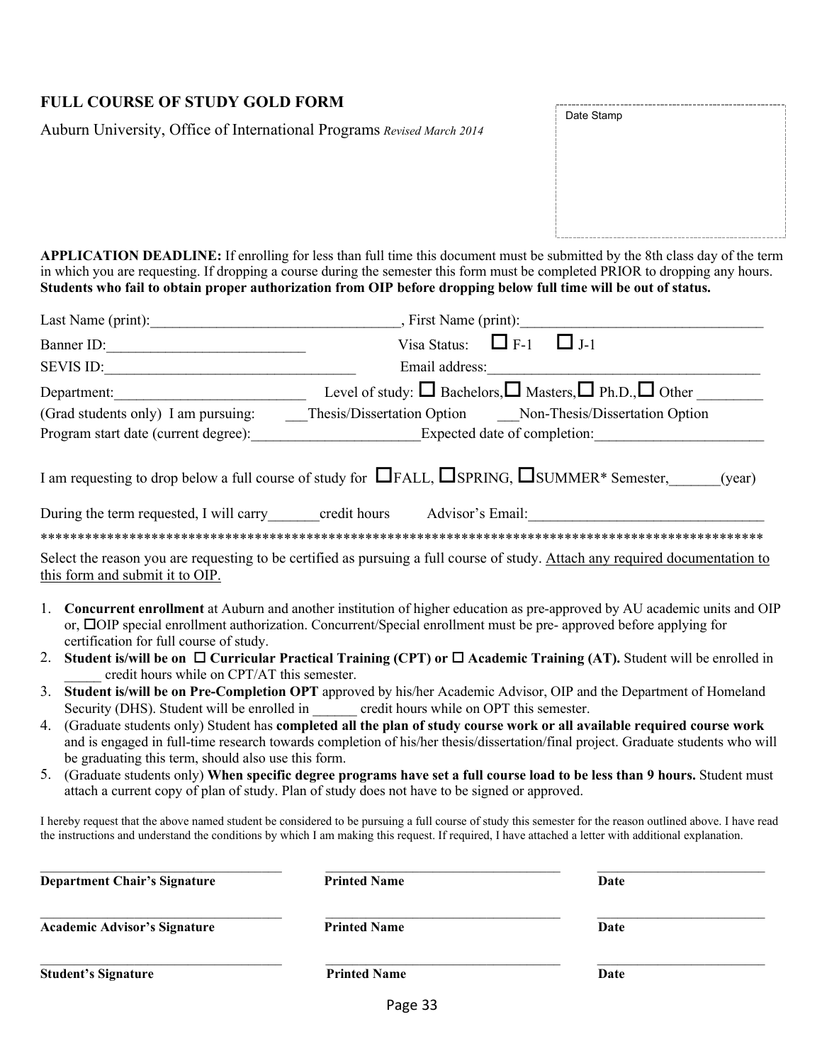# FULL COURSE OF STUDY GOLD FORM

Auburn University, Office of International Programs *Revised March 2014*

Date Stamp

**APPLICATION DEADLINE:** If enrolling for less than full time this document must be submitted by the 8th class day of the term in which you are requesting. If dropping a course during the semester this form must be completed PRIOR to dropping any hours. **Students who fail to obtain proper authorization from OIP before dropping below full time will be out of status.**

Last Name (print):_________________________________, First Name (print):_________________________________

Banner ID:___________________________ Visa Status: ☐ F-1 ☐ J-1

SEVIS ID:_________________________________ Email address:____________________________________

Department:_________________________ Level of study: ☐ Bachelors, ☐ Masters, ☐ Ph.D., ☐ Other _________

(Grad students only) I am pursuing: ___Thesis/Dissertation Option ___Non-Thesis/Dissertation Option

Program start date (current degree):______________________Expected date of completion:______________________

I am requesting to drop below a full course of study for ☐FALL, ☐SPRING, ☐SUMMER* Semester,_______(year)

During the term requested, I will carry_______credit hours Advisor's Email:_______________________________

****************************************************************************************************

Select the reason you are requesting to be certified as pursuing a full course of study. Attach any required documentation to this form and submit it to OIP.

1. **Concurrent enrollment** at Auburn and another institution of higher education as pre-approved by AU academic units and OIP or, ☐OIP special enrollment authorization. Concurrent/Special enrollment must be pre- approved before applying for certification for full course of study.
2. **Student is/will be on ☐ Curricular Practical Training (CPT) or ☐ Academic Training (AT).** Student will be enrolled in _____ credit hours while on CPT/AT this semester.
3. **Student is/will be on Pre-Completion OPT** approved by his/her Academic Advisor, OIP and the Department of Homeland Security (DHS). Student will be enrolled in ______ credit hours while on OPT this semester.
4. (Graduate students only) Student has **completed all the plan of study course work or all available required course work** and is engaged in full-time research towards completion of his/her thesis/dissertation/final project. Graduate students who will be graduating this term, should also use this form.
5. (Graduate students only) **When specific degree programs have set a full course load to be less than 9 hours.** Student must attach a current copy of plan of study. Plan of study does not have to be signed or approved.

I hereby request that the above named student be considered to be pursuing a full course of study this semester for the reason outlined above. I have read the instructions and understand the conditions by which I am making this request. If required, I have attached a letter with additional explanation.

| | | |
|---|---|---|
| **Department Chair's Signature** | **Printed Name** | **Date** |
| **Academic Advisor's Signature** | **Printed Name** | **Date** |
| **Student's Signature** | **Printed Name** | **Date** |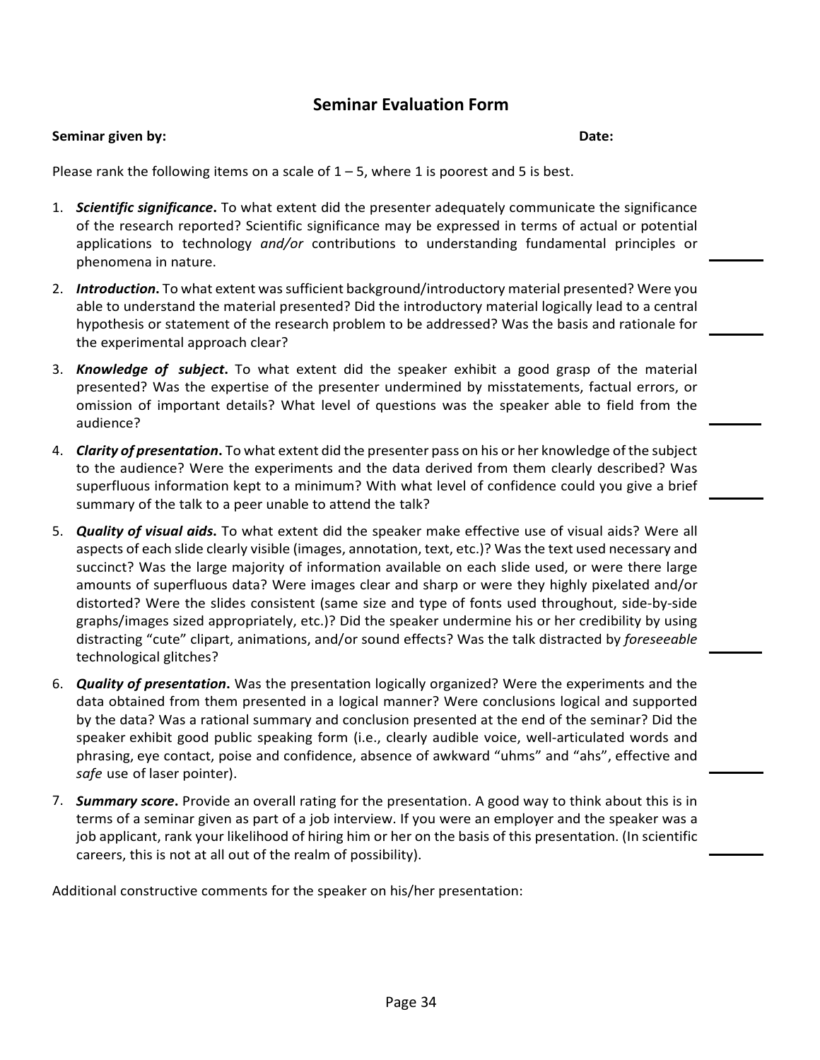## Seminar Evaluation Form

**Seminar given by:** **Date:**

Please rank the following items on a scale of 1 – 5, where 1 is poorest and 5 is best.

1. ***Scientific significance*.** To what extent did the presenter adequately communicate the significance of the research reported? Scientific significance may be expressed in terms of actual or potential applications to technology *and/or* contributions to understanding fundamental principles or phenomena in nature. \_\_\_\_\_\_

2. ***Introduction*.** To what extent was sufficient background/introductory material presented? Were you able to understand the material presented? Did the introductory material logically lead to a central hypothesis or statement of the research problem to be addressed? Was the basis and rationale for the experimental approach clear? \_\_\_\_\_\_

3. ***Knowledge of subject*.** To what extent did the speaker exhibit a good grasp of the material presented? Was the expertise of the presenter undermined by misstatements, factual errors, or omission of important details? What level of questions was the speaker able to field from the audience? \_\_\_\_\_\_

4. ***Clarity of presentation*.** To what extent did the presenter pass on his or her knowledge of the subject to the audience? Were the experiments and the data derived from them clearly described? Was superfluous information kept to a minimum? With what level of confidence could you give a brief summary of the talk to a peer unable to attend the talk? \_\_\_\_\_\_

5. ***Quality of visual aids*.** To what extent did the speaker make effective use of visual aids? Were all aspects of each slide clearly visible (images, annotation, text, etc.)? Was the text used necessary and succinct? Was the large majority of information available on each slide used, or were there large amounts of superfluous data? Were images clear and sharp or were they highly pixelated and/or distorted? Were the slides consistent (same size and type of fonts used throughout, side-by-side graphs/images sized appropriately, etc.)? Did the speaker undermine his or her credibility by using distracting "cute" clipart, animations, and/or sound effects? Was the talk distracted by *foreseeable* technological glitches? \_\_\_\_\_\_

6. ***Quality of presentation*.** Was the presentation logically organized? Were the experiments and the data obtained from them presented in a logical manner? Were conclusions logical and supported by the data? Was a rational summary and conclusion presented at the end of the seminar? Did the speaker exhibit good public speaking form (i.e., clearly audible voice, well-articulated words and phrasing, eye contact, poise and confidence, absence of awkward "uhms" and "ahs", effective and *safe* use of laser pointer). \_\_\_\_\_\_

7. ***Summary score*.** Provide an overall rating for the presentation. A good way to think about this is in terms of a seminar given as part of a job interview. If you were an employer and the speaker was a job applicant, rank your likelihood of hiring him or her on the basis of this presentation. (In scientific careers, this is not at all out of the realm of possibility). \_\_\_\_\_\_

Additional constructive comments for the speaker on his/her presentation: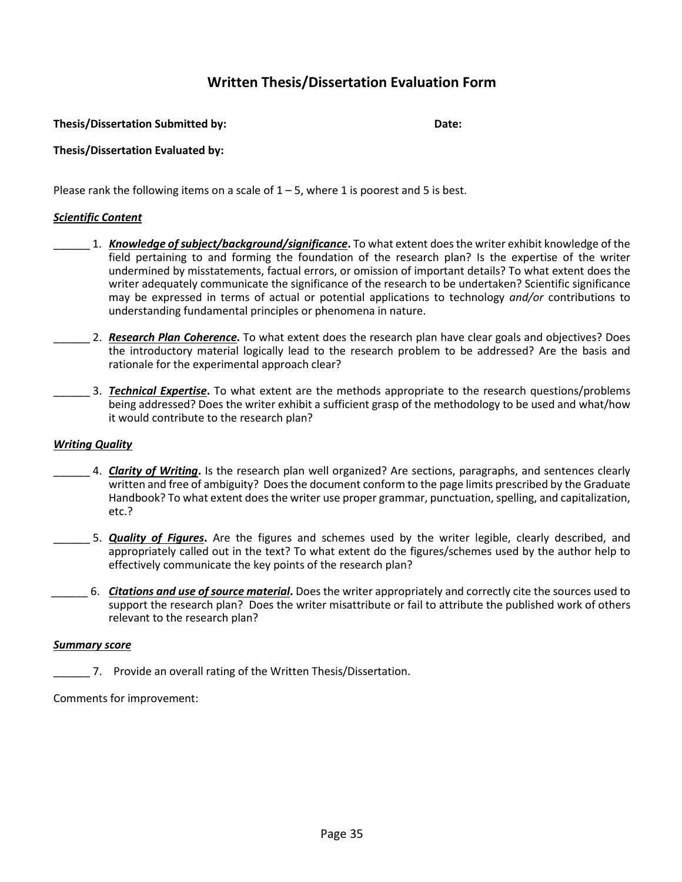# Written Thesis/Dissertation Evaluation Form

**Thesis/Dissertation Submitted by:** **Date:**

**Thesis/Dissertation Evaluated by:**

Please rank the following items on a scale of 1 – 5, where 1 is poorest and 5 is best.

***Scientific Content***

______ 1. ***Knowledge of subject/background/significance*.** To what extent does the writer exhibit knowledge of the field pertaining to and forming the foundation of the research plan? Is the expertise of the writer undermined by misstatements, factual errors, or omission of important details? To what extent does the writer adequately communicate the significance of the research to be undertaken? Scientific significance may be expressed in terms of actual or potential applications to technology *and/or* contributions to understanding fundamental principles or phenomena in nature.

______ 2. ***Research Plan Coherence*.** To what extent does the research plan have clear goals and objectives? Does the introductory material logically lead to the research problem to be addressed? Are the basis and rationale for the experimental approach clear?

______ 3. ***Technical Expertise*.** To what extent are the methods appropriate to the research questions/problems being addressed? Does the writer exhibit a sufficient grasp of the methodology to be used and what/how it would contribute to the research plan?

***Writing Quality***

______ 4. ***Clarity of Writing*.** Is the research plan well organized? Are sections, paragraphs, and sentences clearly written and free of ambiguity? Does the document conform to the page limits prescribed by the Graduate Handbook? To what extent does the writer use proper grammar, punctuation, spelling, and capitalization, etc.?

______ 5. ***Quality of Figures*.** Are the figures and schemes used by the writer legible, clearly described, and appropriately called out in the text? To what extent do the figures/schemes used by the author help to effectively communicate the key points of the research plan?

______ 6. ***Citations and use of source material*.** Does the writer appropriately and correctly cite the sources used to support the research plan? Does the writer misattribute or fail to attribute the published work of others relevant to the research plan?

***Summary score***

______ 7. Provide an overall rating of the Written Thesis/Dissertation.

Comments for improvement: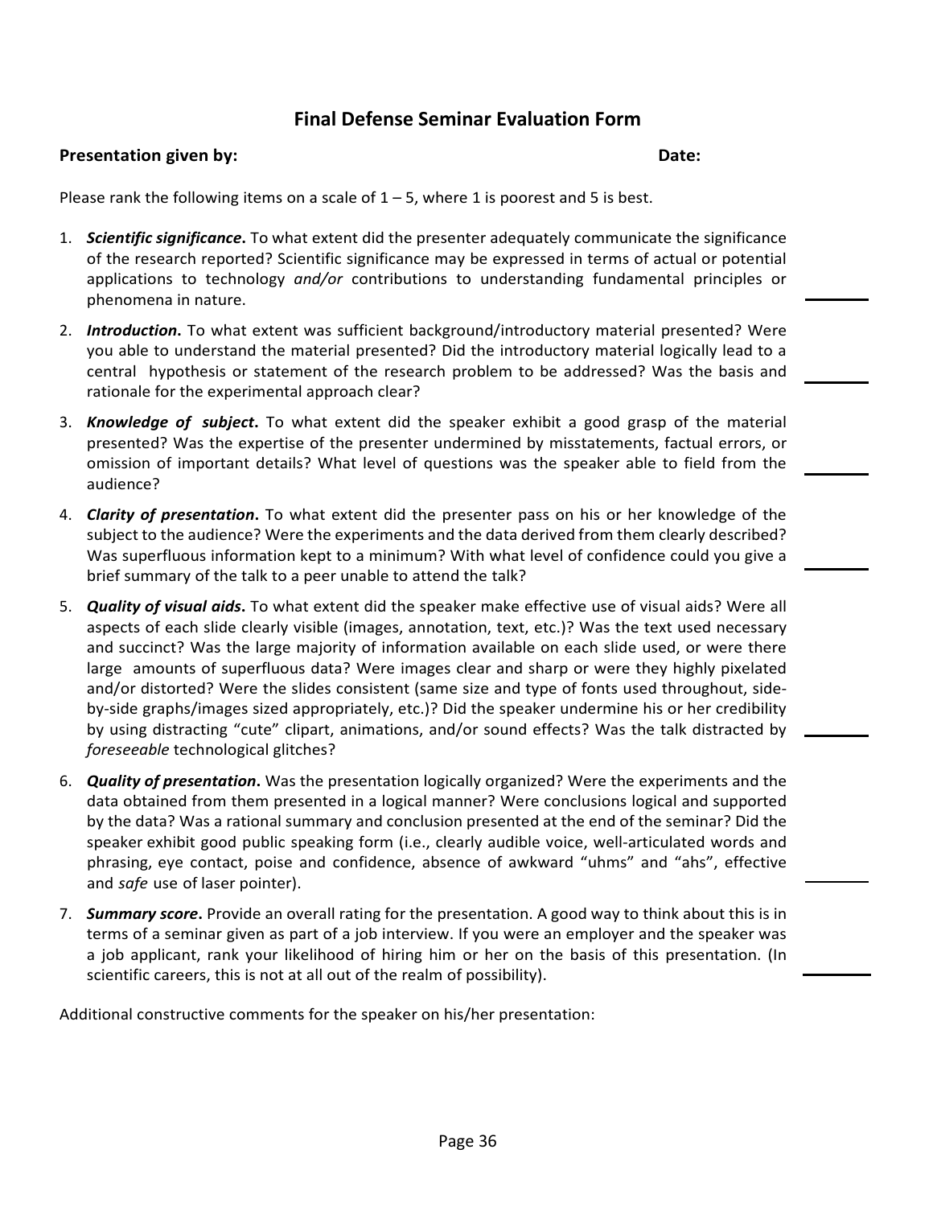# Final Defense Seminar Evaluation Form

**Presentation given by:** **Date:**

Please rank the following items on a scale of 1 – 5, where 1 is poorest and 5 is best.

1. ***Scientific significance*.** To what extent did the presenter adequately communicate the significance of the research reported? Scientific significance may be expressed in terms of actual or potential applications to technology *and/or* contributions to understanding fundamental principles or phenomena in nature. ________

2. ***Introduction*.** To what extent was sufficient background/introductory material presented? Were you able to understand the material presented? Did the introductory material logically lead to a central hypothesis or statement of the research problem to be addressed? Was the basis and rationale for the experimental approach clear? ________

3. ***Knowledge of subject*.** To what extent did the speaker exhibit a good grasp of the material presented? Was the expertise of the presenter undermined by misstatements, factual errors, or omission of important details? What level of questions was the speaker able to field from the audience? ________

4. ***Clarity of presentation*.** To what extent did the presenter pass on his or her knowledge of the subject to the audience? Were the experiments and the data derived from them clearly described? Was superfluous information kept to a minimum? With what level of confidence could you give a brief summary of the talk to a peer unable to attend the talk? ________

5. ***Quality of visual aids*.** To what extent did the speaker make effective use of visual aids? Were all aspects of each slide clearly visible (images, annotation, text, etc.)? Was the text used necessary and succinct? Was the large majority of information available on each slide used, or were there large amounts of superfluous data? Were images clear and sharp or were they highly pixelated and/or distorted? Were the slides consistent (same size and type of fonts used throughout, side-by-side graphs/images sized appropriately, etc.)? Did the speaker undermine his or her credibility by using distracting "cute" clipart, animations, and/or sound effects? Was the talk distracted by *foreseeable* technological glitches? ________

6. ***Quality of presentation*.** Was the presentation logically organized? Were the experiments and the data obtained from them presented in a logical manner? Were conclusions logical and supported by the data? Was a rational summary and conclusion presented at the end of the seminar? Did the speaker exhibit good public speaking form (i.e., clearly audible voice, well-articulated words and phrasing, eye contact, poise and confidence, absence of awkward "uhms" and "ahs", effective and *safe* use of laser pointer). ________

7. ***Summary score*.** Provide an overall rating for the presentation. A good way to think about this is in terms of a seminar given as part of a job interview. If you were an employer and the speaker was a job applicant, rank your likelihood of hiring him or her on the basis of this presentation. (In scientific careers, this is not at all out of the realm of possibility). ________

Additional constructive comments for the speaker on his/her presentation: